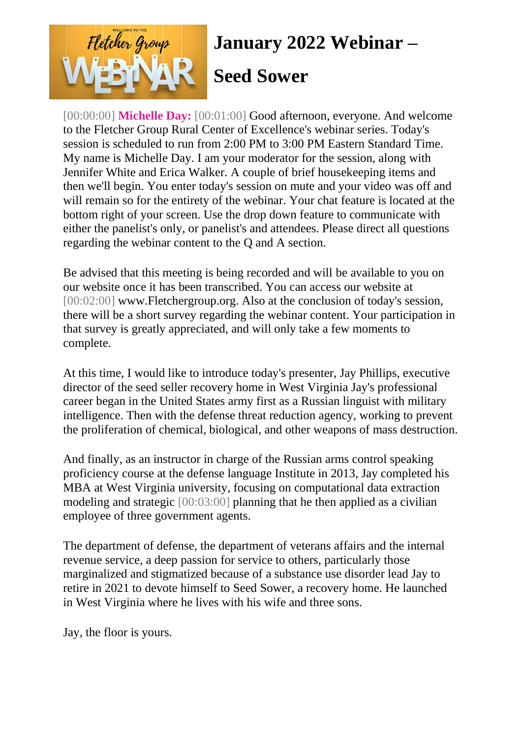# January 2022 Webinar – Seed Sower

[00:00:00] **Michelle Day:** [00:01:00] Good afternoon, everyone. And welcome to the Fletcher Group Rural Center of Excellence's webinar series. Today's session is scheduled to run from 2:00 PM to 3:00 PM Eastern Standard Time. My name is Michelle Day. I am your moderator for the session, along with Jennifer White and Erica Walker. A couple of brief housekeeping items and then we'll begin. You enter today's session on mute and your video was off and will remain so for the entirety of the webinar. Your chat feature is located at the bottom right of your screen. Use the drop down feature to communicate with either the panelist's only, or panelist's and attendees. Please direct all questions regarding the webinar content to the Q and A section.

Be advised that this meeting is being recorded and will be available to you on our website once it has been transcribed. You can access our website at [00:02:00] www.Fletchergroup.org. Also at the conclusion of today's session, there will be a short survey regarding the webinar content. Your participation in that survey is greatly appreciated, and will only take a few moments to complete.

At this time, I would like to introduce today's presenter, Jay Phillips, executive director of the seed seller recovery home in West Virginia Jay's professional career began in the United States army first as a Russian linguist with military intelligence. Then with the defense threat reduction agency, working to prevent the proliferation of chemical, biological, and other weapons of mass destruction.

And finally, as an instructor in charge of the Russian arms control speaking proficiency course at the defense language Institute in 2013, Jay completed his MBA at West Virginia university, focusing on computational data extraction modeling and strategic [00:03:00] planning that he then applied as a civilian employee of three government agents.

The department of defense, the department of veterans affairs and the internal revenue service, a deep passion for service to others, particularly those marginalized and stigmatized because of a substance use disorder lead Jay to retire in 2021 to devote himself to Seed Sower, a recovery home. He launched in West Virginia where he lives with his wife and three sons.

Jay, the floor is yours.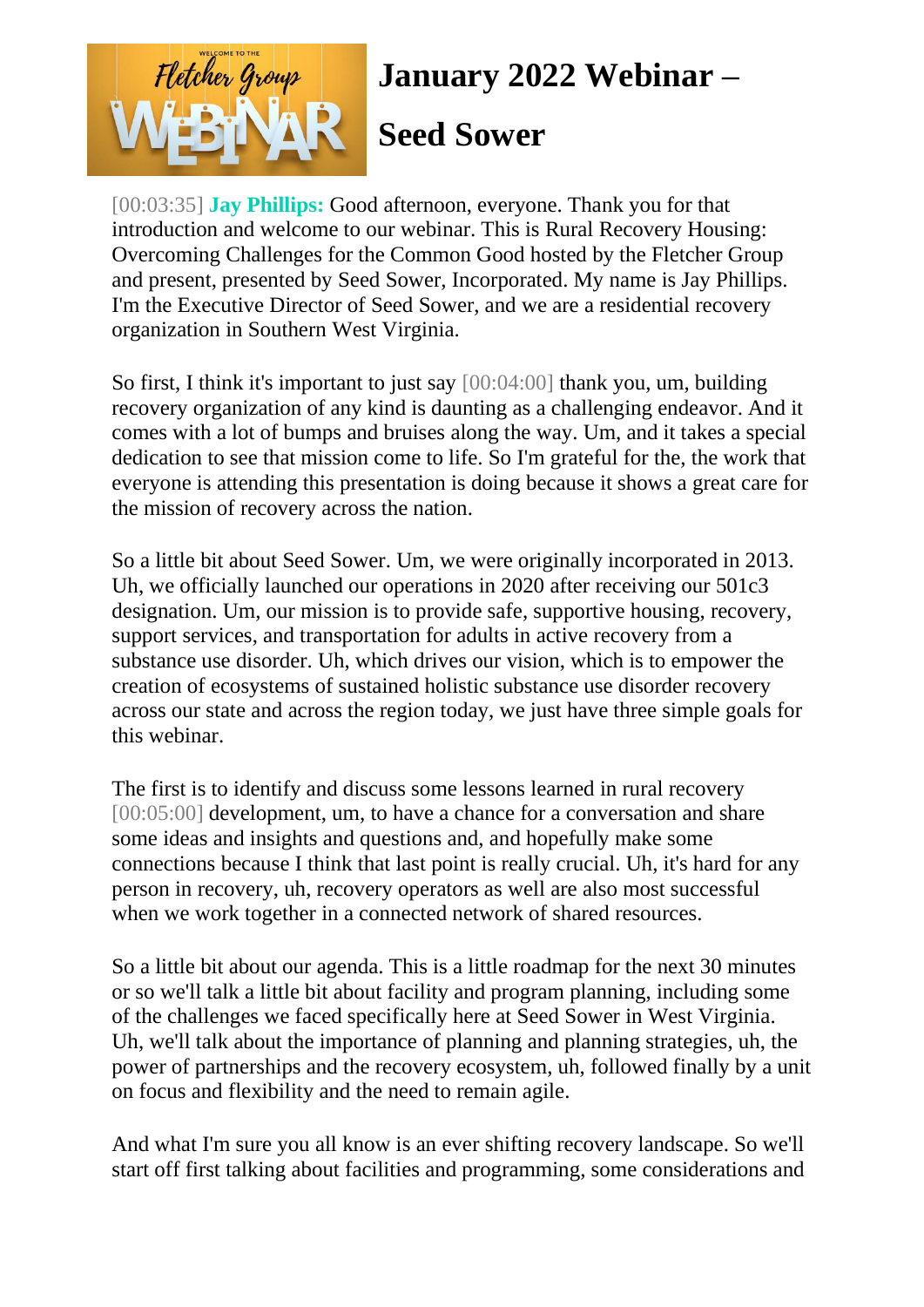# January 2022 Webinar – Seed Sower

[00:03:35] **Jay Phillips:** Good afternoon, everyone. Thank you for that introduction and welcome to our webinar. This is Rural Recovery Housing: Overcoming Challenges for the Common Good hosted by the Fletcher Group and present, presented by Seed Sower, Incorporated. My name is Jay Phillips. I'm the Executive Director of Seed Sower, and we are a residential recovery organization in Southern West Virginia.

So first, I think it's important to just say [00:04:00] thank you, um, building recovery organization of any kind is daunting as a challenging endeavor. And it comes with a lot of bumps and bruises along the way. Um, and it takes a special dedication to see that mission come to life. So I'm grateful for the, the work that everyone is attending this presentation is doing because it shows a great care for the mission of recovery across the nation.

So a little bit about Seed Sower. Um, we were originally incorporated in 2013. Uh, we officially launched our operations in 2020 after receiving our 501c3 designation. Um, our mission is to provide safe, supportive housing, recovery, support services, and transportation for adults in active recovery from a substance use disorder. Uh, which drives our vision, which is to empower the creation of ecosystems of sustained holistic substance use disorder recovery across our state and across the region today, we just have three simple goals for this webinar.

The first is to identify and discuss some lessons learned in rural recovery [00:05:00] development, um, to have a chance for a conversation and share some ideas and insights and questions and, and hopefully make some connections because I think that last point is really crucial. Uh, it's hard for any person in recovery, uh, recovery operators as well are also most successful when we work together in a connected network of shared resources.

So a little bit about our agenda. This is a little roadmap for the next 30 minutes or so we'll talk a little bit about facility and program planning, including some of the challenges we faced specifically here at Seed Sower in West Virginia. Uh, we'll talk about the importance of planning and planning strategies, uh, the power of partnerships and the recovery ecosystem, uh, followed finally by a unit on focus and flexibility and the need to remain agile.

And what I'm sure you all know is an ever shifting recovery landscape. So we'll start off first talking about facilities and programming, some considerations and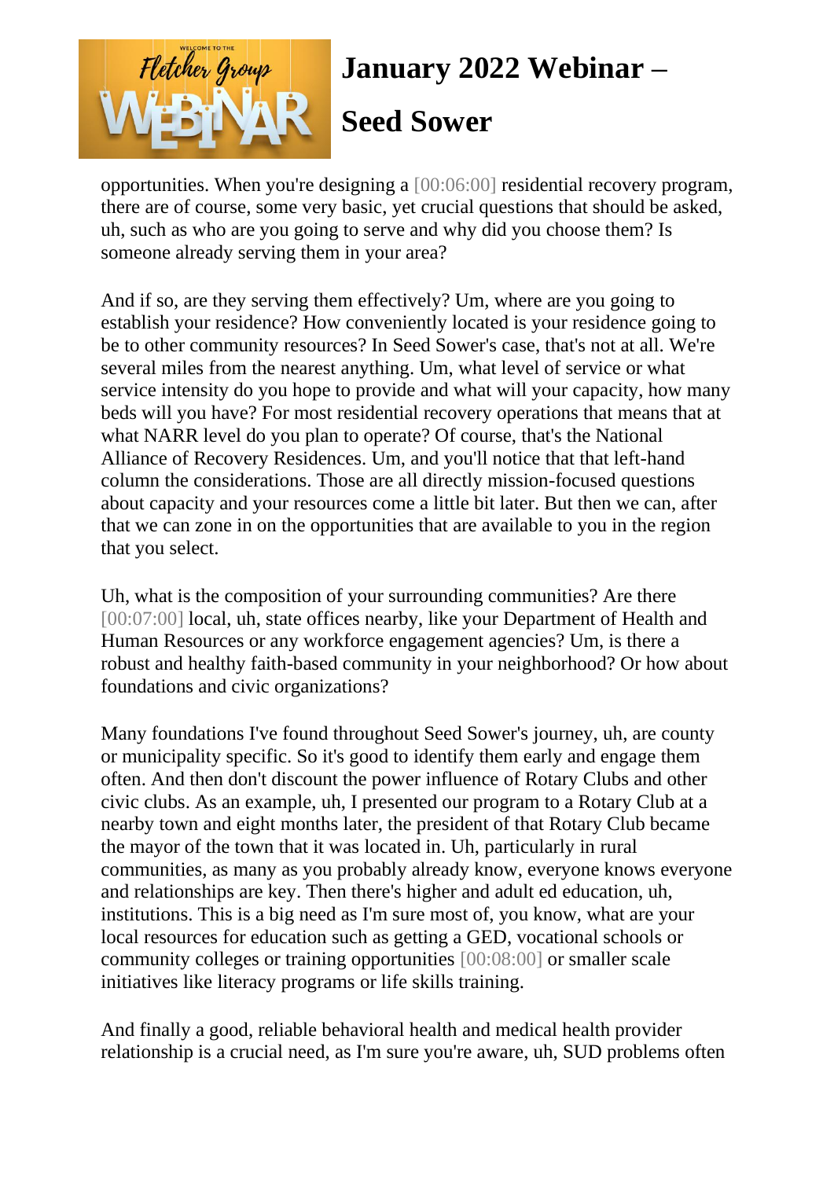opportunities. When you're designing a [00:06:00] residential recovery program, there are of course, some very basic, yet crucial questions that should be asked, uh, such as who are you going to serve and why did you choose them? Is someone already serving them in your area?

And if so, are they serving them effectively? Um, where are you going to establish your residence? How conveniently located is your residence going to be to other community resources? In Seed Sower's case, that's not at all. We're several miles from the nearest anything. Um, what level of service or what service intensity do you hope to provide and what will your capacity, how many beds will you have? For most residential recovery operations that means that at what NARR level do you plan to operate? Of course, that's the National Alliance of Recovery Residences. Um, and you'll notice that that left-hand column the considerations. Those are all directly mission-focused questions about capacity and your resources come a little bit later. But then we can, after that we can zone in on the opportunities that are available to you in the region that you select.

Uh, what is the composition of your surrounding communities? Are there [00:07:00] local, uh, state offices nearby, like your Department of Health and Human Resources or any workforce engagement agencies? Um, is there a robust and healthy faith-based community in your neighborhood? Or how about foundations and civic organizations?

Many foundations I've found throughout Seed Sower's journey, uh, are county or municipality specific. So it's good to identify them early and engage them often. And then don't discount the power influence of Rotary Clubs and other civic clubs. As an example, uh, I presented our program to a Rotary Club at a nearby town and eight months later, the president of that Rotary Club became the mayor of the town that it was located in. Uh, particularly in rural communities, as many as you probably already know, everyone knows everyone and relationships are key. Then there's higher and adult ed education, uh, institutions. This is a big need as I'm sure most of, you know, what are your local resources for education such as getting a GED, vocational schools or community colleges or training opportunities [00:08:00] or smaller scale initiatives like literacy programs or life skills training.

And finally a good, reliable behavioral health and medical health provider relationship is a crucial need, as I'm sure you're aware, uh, SUD problems often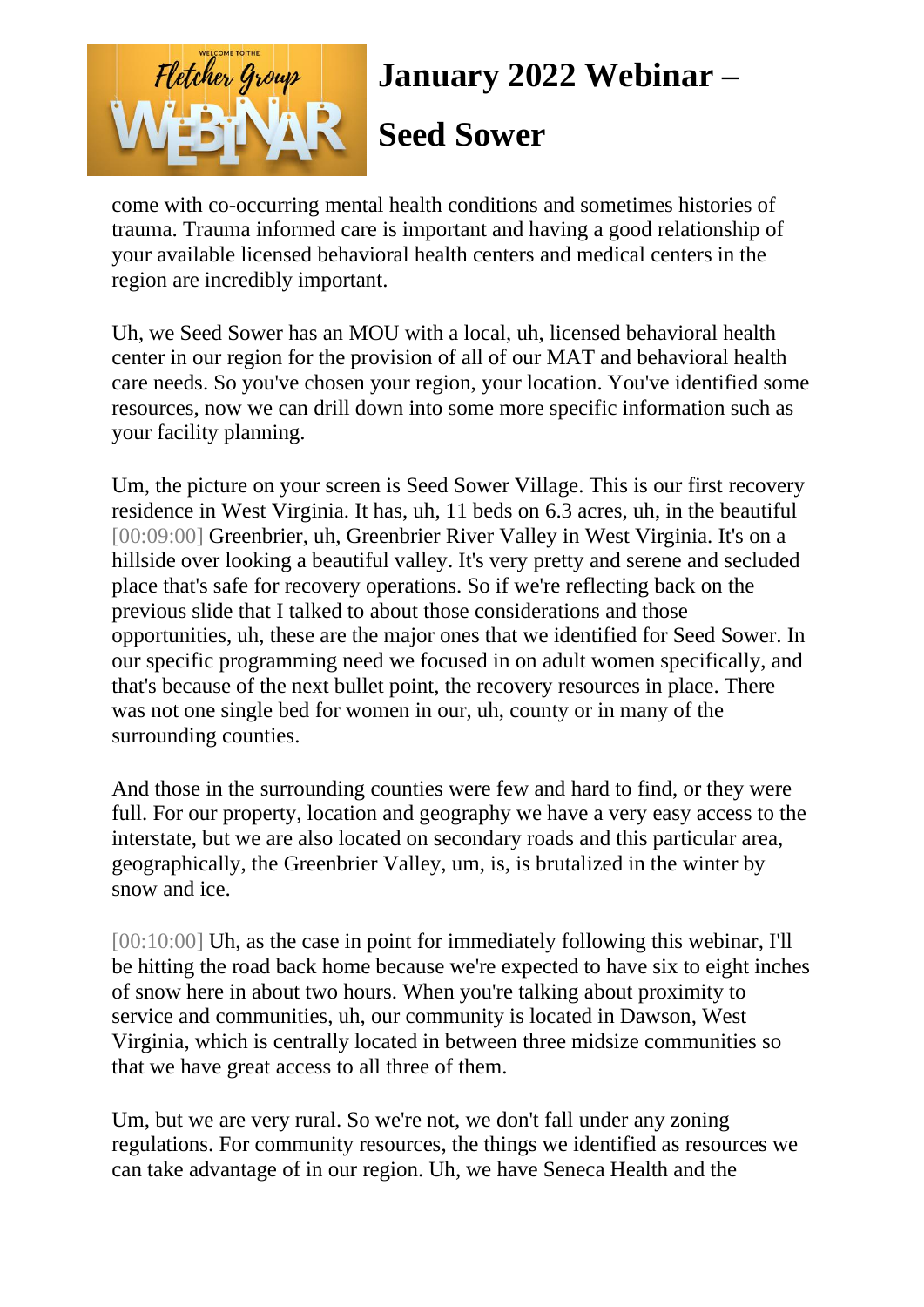come with co-occurring mental health conditions and sometimes histories of trauma. Trauma informed care is important and having a good relationship of your available licensed behavioral health centers and medical centers in the region are incredibly important.

Uh, we Seed Sower has an MOU with a local, uh, licensed behavioral health center in our region for the provision of all of our MAT and behavioral health care needs. So you've chosen your region, your location. You've identified some resources, now we can drill down into some more specific information such as your facility planning.

Um, the picture on your screen is Seed Sower Village. This is our first recovery residence in West Virginia. It has, uh, 11 beds on 6.3 acres, uh, in the beautiful [00:09:00] Greenbrier, uh, Greenbrier River Valley in West Virginia. It's on a hillside over looking a beautiful valley. It's very pretty and serene and secluded place that's safe for recovery operations. So if we're reflecting back on the previous slide that I talked to about those considerations and those opportunities, uh, these are the major ones that we identified for Seed Sower. In our specific programming need we focused in on adult women specifically, and that's because of the next bullet point, the recovery resources in place. There was not one single bed for women in our, uh, county or in many of the surrounding counties.

And those in the surrounding counties were few and hard to find, or they were full. For our property, location and geography we have a very easy access to the interstate, but we are also located on secondary roads and this particular area, geographically, the Greenbrier Valley, um, is, is brutalized in the winter by snow and ice.

[00:10:00] Uh, as the case in point for immediately following this webinar, I'll be hitting the road back home because we're expected to have six to eight inches of snow here in about two hours. When you're talking about proximity to service and communities, uh, our community is located in Dawson, West Virginia, which is centrally located in between three midsize communities so that we have great access to all three of them.

Um, but we are very rural. So we're not, we don't fall under any zoning regulations. For community resources, the things we identified as resources we can take advantage of in our region. Uh, we have Seneca Health and the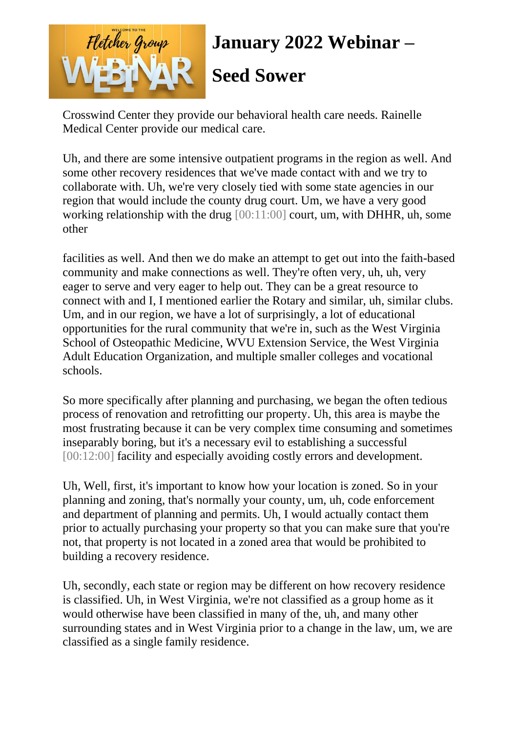# January 2022 Webinar – Seed Sower

Crosswind Center they provide our behavioral health care needs. Rainelle Medical Center provide our medical care.

Uh, and there are some intensive outpatient programs in the region as well. And some other recovery residences that we've made contact with and we try to collaborate with. Uh, we're very closely tied with some state agencies in our region that would include the county drug court. Um, we have a very good working relationship with the drug [00:11:00] court, um, with DHHR, uh, some other

facilities as well. And then we do make an attempt to get out into the faith-based community and make connections as well. They're often very, uh, uh, very eager to serve and very eager to help out. They can be a great resource to connect with and I, I mentioned earlier the Rotary and similar, uh, similar clubs. Um, and in our region, we have a lot of surprisingly, a lot of educational opportunities for the rural community that we're in, such as the West Virginia School of Osteopathic Medicine, WVU Extension Service, the West Virginia Adult Education Organization, and multiple smaller colleges and vocational schools.

So more specifically after planning and purchasing, we began the often tedious process of renovation and retrofitting our property. Uh, this area is maybe the most frustrating because it can be very complex time consuming and sometimes inseparably boring, but it's a necessary evil to establishing a successful [00:12:00] facility and especially avoiding costly errors and development.

Uh, Well, first, it's important to know how your location is zoned. So in your planning and zoning, that's normally your county, um, uh, code enforcement and department of planning and permits. Uh, I would actually contact them prior to actually purchasing your property so that you can make sure that you're not, that property is not located in a zoned area that would be prohibited to building a recovery residence.

Uh, secondly, each state or region may be different on how recovery residence is classified. Uh, in West Virginia, we're not classified as a group home as it would otherwise have been classified in many of the, uh, and many other surrounding states and in West Virginia prior to a change in the law, um, we are classified as a single family residence.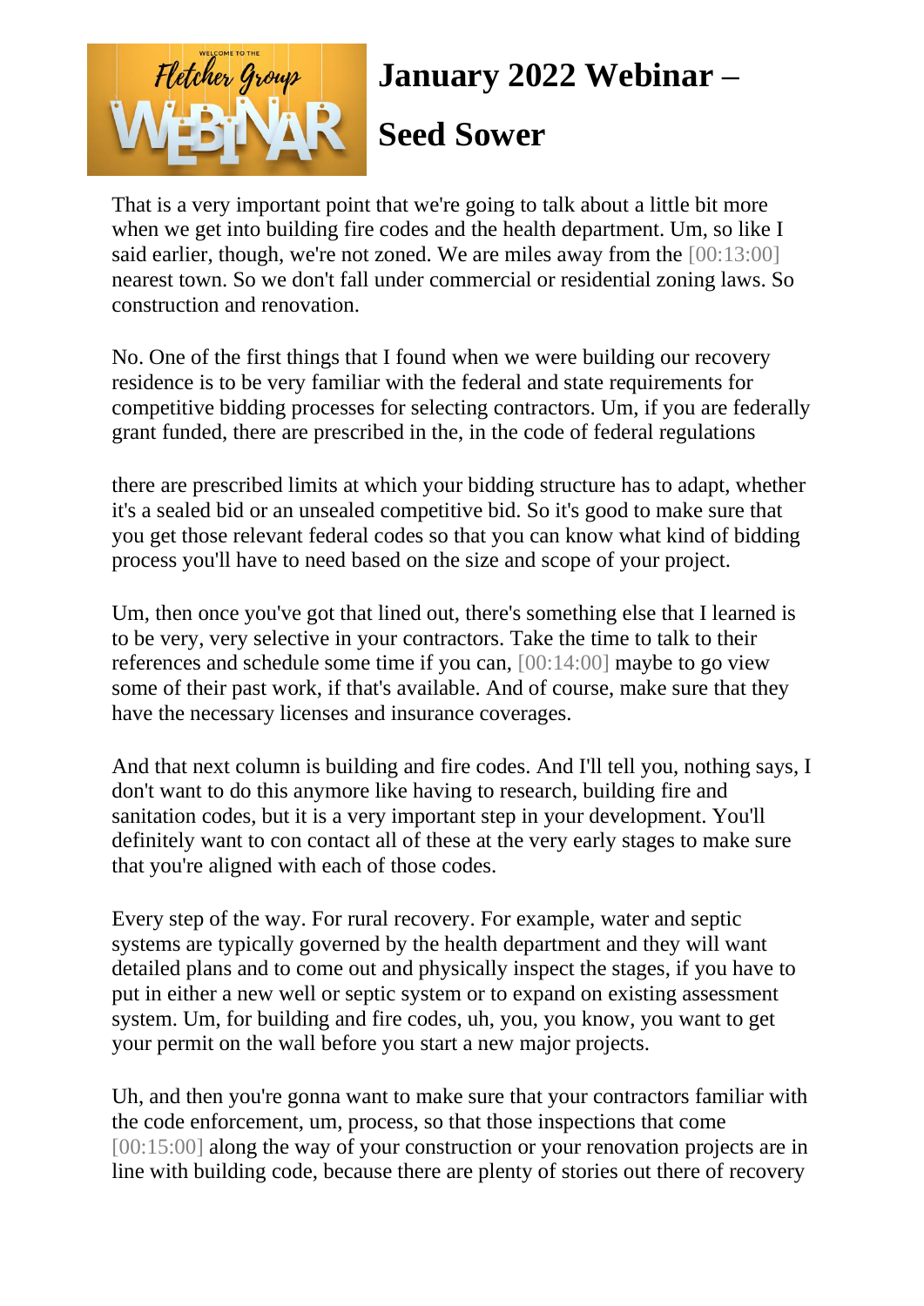That is a very important point that we're going to talk about a little bit more when we get into building fire codes and the health department. Um, so like I said earlier, though, we're not zoned. We are miles away from the [00:13:00] nearest town. So we don't fall under commercial or residential zoning laws. So construction and renovation.

No. One of the first things that I found when we were building our recovery residence is to be very familiar with the federal and state requirements for competitive bidding processes for selecting contractors. Um, if you are federally grant funded, there are prescribed in the, in the code of federal regulations

there are prescribed limits at which your bidding structure has to adapt, whether it's a sealed bid or an unsealed competitive bid. So it's good to make sure that you get those relevant federal codes so that you can know what kind of bidding process you'll have to need based on the size and scope of your project.

Um, then once you've got that lined out, there's something else that I learned is to be very, very selective in your contractors. Take the time to talk to their references and schedule some time if you can, [00:14:00] maybe to go view some of their past work, if that's available. And of course, make sure that they have the necessary licenses and insurance coverages.

And that next column is building and fire codes. And I'll tell you, nothing says, I don't want to do this anymore like having to research, building fire and sanitation codes, but it is a very important step in your development. You'll definitely want to con contact all of these at the very early stages to make sure that you're aligned with each of those codes.

Every step of the way. For rural recovery. For example, water and septic systems are typically governed by the health department and they will want detailed plans and to come out and physically inspect the stages, if you have to put in either a new well or septic system or to expand on existing assessment system. Um, for building and fire codes, uh, you, you know, you want to get your permit on the wall before you start a new major projects.

Uh, and then you're gonna want to make sure that your contractors familiar with the code enforcement, um, process, so that those inspections that come [00:15:00] along the way of your construction or your renovation projects are in line with building code, because there are plenty of stories out there of recovery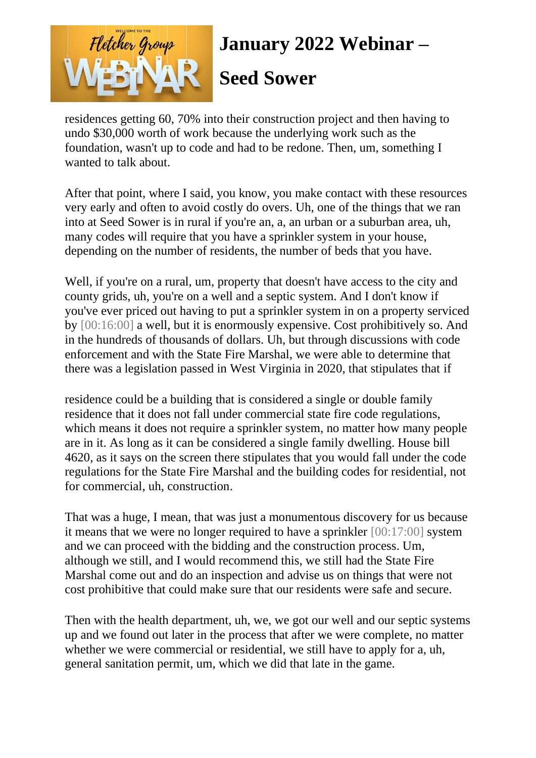residences getting 60, 70% into their construction project and then having to undo $30,000 worth of work because the underlying work such as the foundation, wasn't up to code and had to be redone. Then, um, something I wanted to talk about.

After that point, where I said, you know, you make contact with these resources very early and often to avoid costly do overs. Uh, one of the things that we ran into at Seed Sower is in rural if you're an, a, an urban or a suburban area, uh, many codes will require that you have a sprinkler system in your house, depending on the number of residents, the number of beds that you have.

Well, if you're on a rural, um, property that doesn't have access to the city and county grids, uh, you're on a well and a septic system. And I don't know if you've ever priced out having to put a sprinkler system in on a property serviced by [00:16:00] a well, but it is enormously expensive. Cost prohibitively so. And in the hundreds of thousands of dollars. Uh, but through discussions with code enforcement and with the State Fire Marshal, we were able to determine that there was a legislation passed in West Virginia in 2020, that stipulates that if

residence could be a building that is considered a single or double family residence that it does not fall under commercial state fire code regulations, which means it does not require a sprinkler system, no matter how many people are in it. As long as it can be considered a single family dwelling. House bill 4620, as it says on the screen there stipulates that you would fall under the code regulations for the State Fire Marshal and the building codes for residential, not for commercial, uh, construction.

That was a huge, I mean, that was just a monumentous discovery for us because it means that we were no longer required to have a sprinkler [00:17:00] system and we can proceed with the bidding and the construction process. Um, although we still, and I would recommend this, we still had the State Fire Marshal come out and do an inspection and advise us on things that were not cost prohibitive that could make sure that our residents were safe and secure.

Then with the health department, uh, we, we got our well and our septic systems up and we found out later in the process that after we were complete, no matter whether we were commercial or residential, we still have to apply for a, uh, general sanitation permit, um, which we did that late in the game.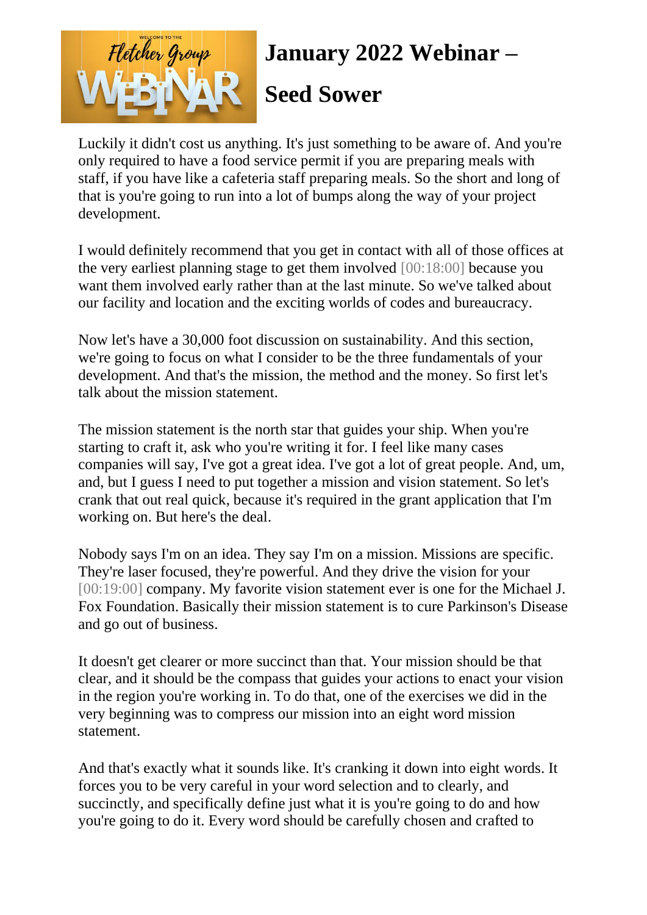# January 2022 Webinar – Seed Sower

Luckily it didn't cost us anything. It's just something to be aware of. And you're only required to have a food service permit if you are preparing meals with staff, if you have like a cafeteria staff preparing meals. So the short and long of that is you're going to run into a lot of bumps along the way of your project development.

I would definitely recommend that you get in contact with all of those offices at the very earliest planning stage to get them involved [00:18:00] because you want them involved early rather than at the last minute. So we've talked about our facility and location and the exciting worlds of codes and bureaucracy.

Now let's have a 30,000 foot discussion on sustainability. And this section, we're going to focus on what I consider to be the three fundamentals of your development. And that's the mission, the method and the money. So first let's talk about the mission statement.

The mission statement is the north star that guides your ship. When you're starting to craft it, ask who you're writing it for. I feel like many cases companies will say, I've got a great idea. I've got a lot of great people. And, um, and, but I guess I need to put together a mission and vision statement. So let's crank that out real quick, because it's required in the grant application that I'm working on. But here's the deal.

Nobody says I'm on an idea. They say I'm on a mission. Missions are specific. They're laser focused, they're powerful. And they drive the vision for your [00:19:00] company. My favorite vision statement ever is one for the Michael J. Fox Foundation. Basically their mission statement is to cure Parkinson's Disease and go out of business.

It doesn't get clearer or more succinct than that. Your mission should be that clear, and it should be the compass that guides your actions to enact your vision in the region you're working in. To do that, one of the exercises we did in the very beginning was to compress our mission into an eight word mission statement.

And that's exactly what it sounds like. It's cranking it down into eight words. It forces you to be very careful in your word selection and to clearly, and succinctly, and specifically define just what it is you're going to do and how you're going to do it. Every word should be carefully chosen and crafted to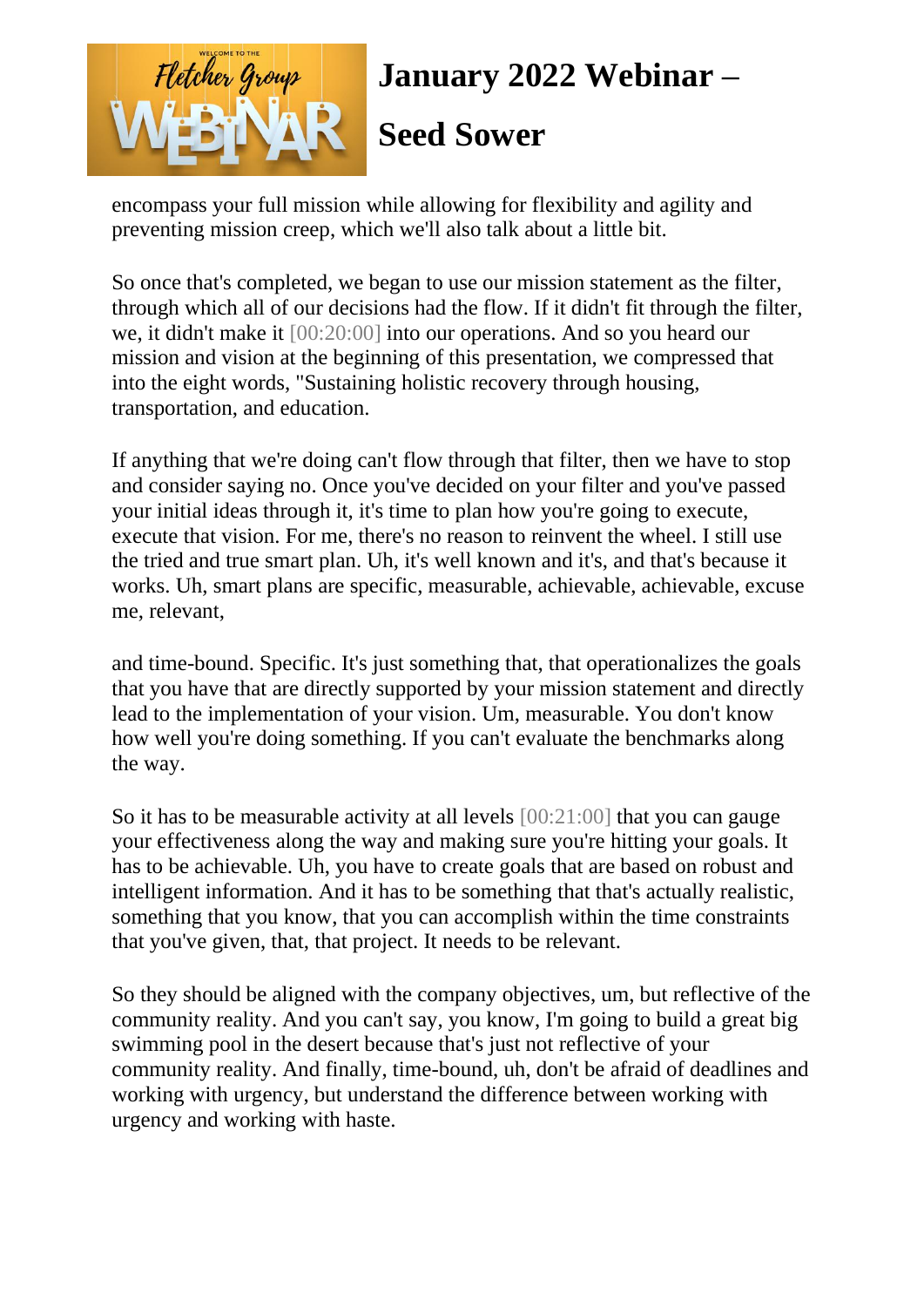encompass your full mission while allowing for flexibility and agility and preventing mission creep, which we'll also talk about a little bit.

So once that's completed, we began to use our mission statement as the filter, through which all of our decisions had the flow. If it didn't fit through the filter, we, it didn't make it [00:20:00] into our operations. And so you heard our mission and vision at the beginning of this presentation, we compressed that into the eight words, "Sustaining holistic recovery through housing, transportation, and education.

If anything that we're doing can't flow through that filter, then we have to stop and consider saying no. Once you've decided on your filter and you've passed your initial ideas through it, it's time to plan how you're going to execute, execute that vision. For me, there's no reason to reinvent the wheel. I still use the tried and true smart plan. Uh, it's well known and it's, and that's because it works. Uh, smart plans are specific, measurable, achievable, achievable, excuse me, relevant,

and time-bound. Specific. It's just something that, that operationalizes the goals that you have that are directly supported by your mission statement and directly lead to the implementation of your vision. Um, measurable. You don't know how well you're doing something. If you can't evaluate the benchmarks along the way.

So it has to be measurable activity at all levels [00:21:00] that you can gauge your effectiveness along the way and making sure you're hitting your goals. It has to be achievable. Uh, you have to create goals that are based on robust and intelligent information. And it has to be something that that's actually realistic, something that you know, that you can accomplish within the time constraints that you've given, that, that project. It needs to be relevant.

So they should be aligned with the company objectives, um, but reflective of the community reality. And you can't say, you know, I'm going to build a great big swimming pool in the desert because that's just not reflective of your community reality. And finally, time-bound, uh, don't be afraid of deadlines and working with urgency, but understand the difference between working with urgency and working with haste.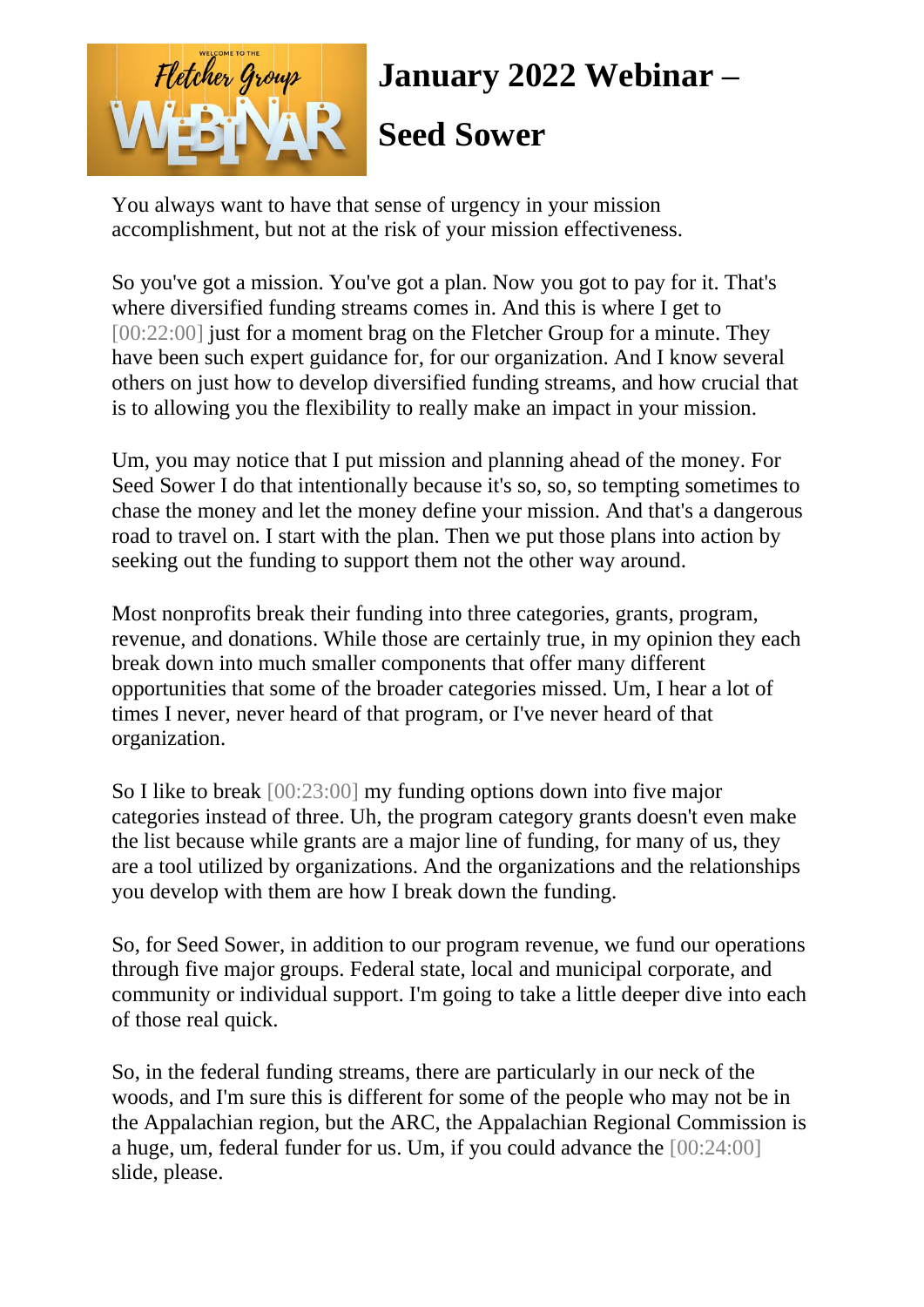# January 2022 Webinar – Seed Sower

You always want to have that sense of urgency in your mission accomplishment, but not at the risk of your mission effectiveness.

So you've got a mission. You've got a plan. Now you got to pay for it. That's where diversified funding streams comes in. And this is where I get to [00:22:00] just for a moment brag on the Fletcher Group for a minute. They have been such expert guidance for, for our organization. And I know several others on just how to develop diversified funding streams, and how crucial that is to allowing you the flexibility to really make an impact in your mission.

Um, you may notice that I put mission and planning ahead of the money. For Seed Sower I do that intentionally because it's so, so, so tempting sometimes to chase the money and let the money define your mission. And that's a dangerous road to travel on. I start with the plan. Then we put those plans into action by seeking out the funding to support them not the other way around.

Most nonprofits break their funding into three categories, grants, program, revenue, and donations. While those are certainly true, in my opinion they each break down into much smaller components that offer many different opportunities that some of the broader categories missed. Um, I hear a lot of times I never, never heard of that program, or I've never heard of that organization.

So I like to break [00:23:00] my funding options down into five major categories instead of three. Uh, the program category grants doesn't even make the list because while grants are a major line of funding, for many of us, they are a tool utilized by organizations. And the organizations and the relationships you develop with them are how I break down the funding.

So, for Seed Sower, in addition to our program revenue, we fund our operations through five major groups. Federal state, local and municipal corporate, and community or individual support. I'm going to take a little deeper dive into each of those real quick.

So, in the federal funding streams, there are particularly in our neck of the woods, and I'm sure this is different for some of the people who may not be in the Appalachian region, but the ARC, the Appalachian Regional Commission is a huge, um, federal funder for us. Um, if you could advance the [00:24:00] slide, please.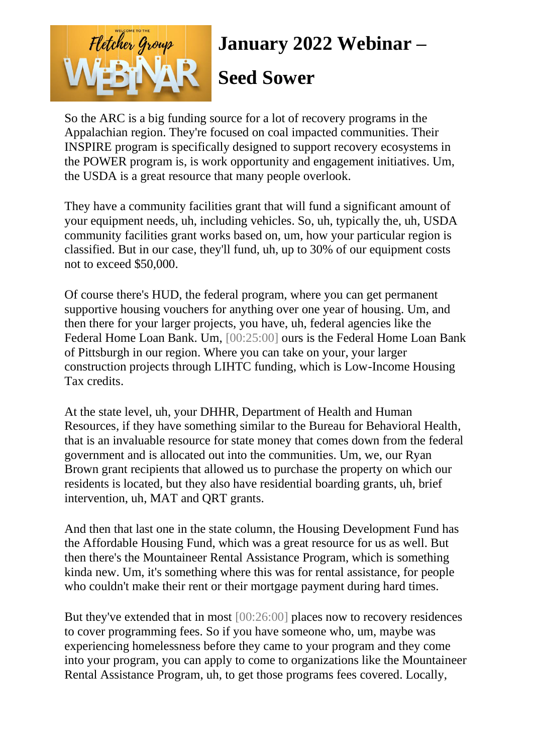# January 2022 Webinar – Seed Sower

So the ARC is a big funding source for a lot of recovery programs in the Appalachian region. They're focused on coal impacted communities. Their INSPIRE program is specifically designed to support recovery ecosystems in the POWER program is, is work opportunity and engagement initiatives. Um, the USDA is a great resource that many people overlook.

They have a community facilities grant that will fund a significant amount of your equipment needs, uh, including vehicles. So, uh, typically the, uh, USDA community facilities grant works based on, um, how your particular region is classified. But in our case, they'll fund, uh, up to 30% of our equipment costs not to exceed $50,000.

Of course there's HUD, the federal program, where you can get permanent supportive housing vouchers for anything over one year of housing. Um, and then there for your larger projects, you have, uh, federal agencies like the Federal Home Loan Bank. Um, [00:25:00] ours is the Federal Home Loan Bank of Pittsburgh in our region. Where you can take on your, your larger construction projects through LIHTC funding, which is Low-Income Housing Tax credits.

At the state level, uh, your DHHR, Department of Health and Human Resources, if they have something similar to the Bureau for Behavioral Health, that is an invaluable resource for state money that comes down from the federal government and is allocated out into the communities. Um, we, our Ryan Brown grant recipients that allowed us to purchase the property on which our residents is located, but they also have residential boarding grants, uh, brief intervention, uh, MAT and QRT grants.

And then that last one in the state column, the Housing Development Fund has the Affordable Housing Fund, which was a great resource for us as well. But then there's the Mountaineer Rental Assistance Program, which is something kinda new. Um, it's something where this was for rental assistance, for people who couldn't make their rent or their mortgage payment during hard times.

But they've extended that in most [00:26:00] places now to recovery residences to cover programming fees. So if you have someone who, um, maybe was experiencing homelessness before they came to your program and they come into your program, you can apply to come to organizations like the Mountaineer Rental Assistance Program, uh, to get those programs fees covered. Locally,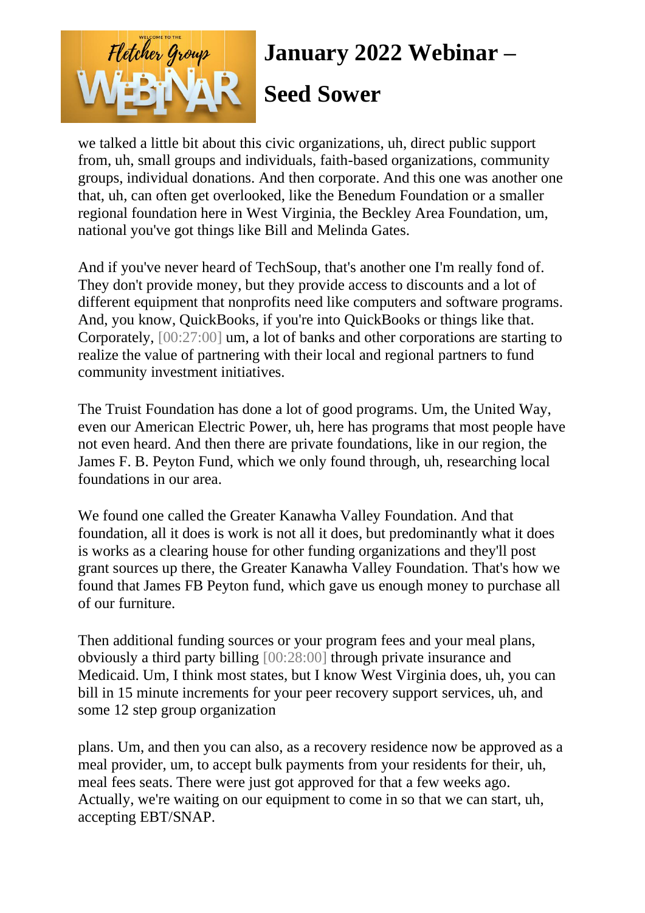we talked a little bit about this civic organizations, uh, direct public support from, uh, small groups and individuals, faith-based organizations, community groups, individual donations. And then corporate. And this one was another one that, uh, can often get overlooked, like the Benedum Foundation or a smaller regional foundation here in West Virginia, the Beckley Area Foundation, um, national you've got things like Bill and Melinda Gates.

And if you've never heard of TechSoup, that's another one I'm really fond of. They don't provide money, but they provide access to discounts and a lot of different equipment that nonprofits need like computers and software programs. And, you know, QuickBooks, if you're into QuickBooks or things like that. Corporately, [00:27:00] um, a lot of banks and other corporations are starting to realize the value of partnering with their local and regional partners to fund community investment initiatives.

The Truist Foundation has done a lot of good programs. Um, the United Way, even our American Electric Power, uh, here has programs that most people have not even heard. And then there are private foundations, like in our region, the James F. B. Peyton Fund, which we only found through, uh, researching local foundations in our area.

We found one called the Greater Kanawha Valley Foundation. And that foundation, all it does is work is not all it does, but predominantly what it does is works as a clearing house for other funding organizations and they'll post grant sources up there, the Greater Kanawha Valley Foundation. That's how we found that James FB Peyton fund, which gave us enough money to purchase all of our furniture.

Then additional funding sources or your program fees and your meal plans, obviously a third party billing [00:28:00] through private insurance and Medicaid. Um, I think most states, but I know West Virginia does, uh, you can bill in 15 minute increments for your peer recovery support services, uh, and some 12 step group organization

plans. Um, and then you can also, as a recovery residence now be approved as a meal provider, um, to accept bulk payments from your residents for their, uh, meal fees seats. There were just got approved for that a few weeks ago. Actually, we're waiting on our equipment to come in so that we can start, uh, accepting EBT/SNAP.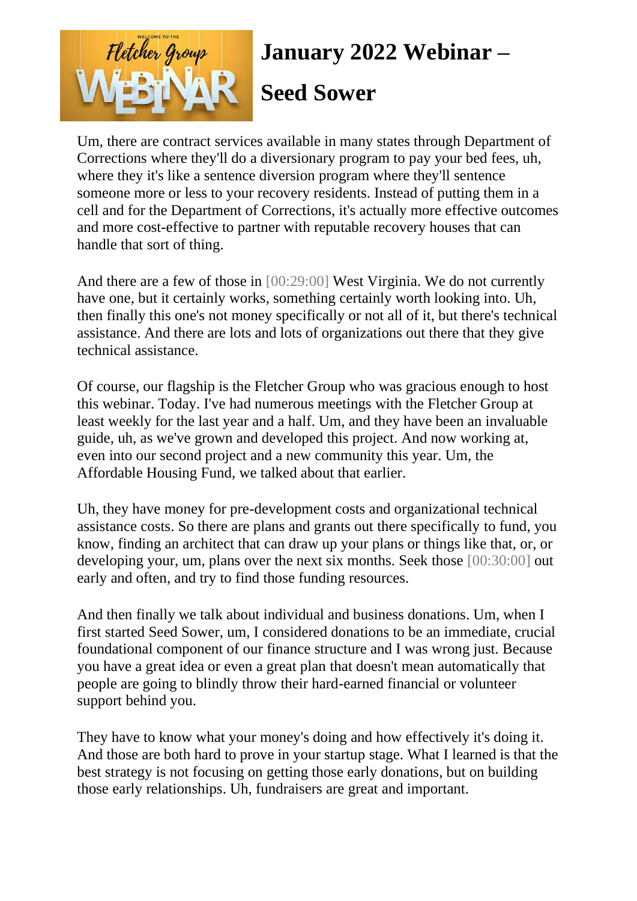# January 2022 Webinar – Seed Sower

Um, there are contract services available in many states through Department of Corrections where they'll do a diversionary program to pay your bed fees, uh, where they it's like a sentence diversion program where they'll sentence someone more or less to your recovery residents. Instead of putting them in a cell and for the Department of Corrections, it's actually more effective outcomes and more cost-effective to partner with reputable recovery houses that can handle that sort of thing.

And there are a few of those in [00:29:00] West Virginia. We do not currently have one, but it certainly works, something certainly worth looking into. Uh, then finally this one's not money specifically or not all of it, but there's technical assistance. And there are lots and lots of organizations out there that they give technical assistance.

Of course, our flagship is the Fletcher Group who was gracious enough to host this webinar. Today. I've had numerous meetings with the Fletcher Group at least weekly for the last year and a half. Um, and they have been an invaluable guide, uh, as we've grown and developed this project. And now working at, even into our second project and a new community this year. Um, the Affordable Housing Fund, we talked about that earlier.

Uh, they have money for pre-development costs and organizational technical assistance costs. So there are plans and grants out there specifically to fund, you know, finding an architect that can draw up your plans or things like that, or, or developing your, um, plans over the next six months. Seek those [00:30:00] out early and often, and try to find those funding resources.

And then finally we talk about individual and business donations. Um, when I first started Seed Sower, um, I considered donations to be an immediate, crucial foundational component of our finance structure and I was wrong just. Because you have a great idea or even a great plan that doesn't mean automatically that people are going to blindly throw their hard-earned financial or volunteer support behind you.

They have to know what your money's doing and how effectively it's doing it. And those are both hard to prove in your startup stage. What I learned is that the best strategy is not focusing on getting those early donations, but on building those early relationships. Uh, fundraisers are great and important.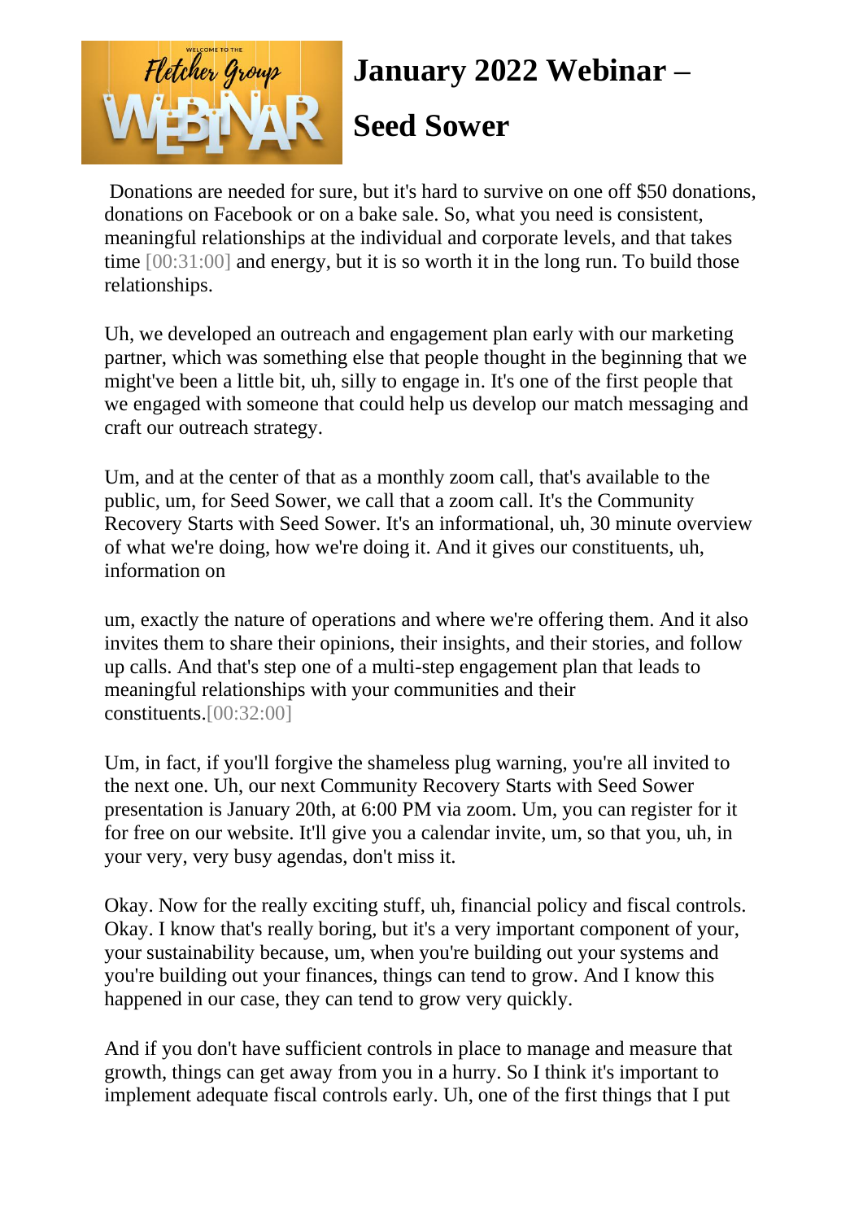Donations are needed for sure, but it's hard to survive on one off $50 donations, donations on Facebook or on a bake sale. So, what you need is consistent, meaningful relationships at the individual and corporate levels, and that takes time [00:31:00] and energy, but it is so worth it in the long run. To build those relationships.

Uh, we developed an outreach and engagement plan early with our marketing partner, which was something else that people thought in the beginning that we might've been a little bit, uh, silly to engage in. It's one of the first people that we engaged with someone that could help us develop our match messaging and craft our outreach strategy.

Um, and at the center of that as a monthly zoom call, that's available to the public, um, for Seed Sower, we call that a zoom call. It's the Community Recovery Starts with Seed Sower. It's an informational, uh, 30 minute overview of what we're doing, how we're doing it. And it gives our constituents, uh, information on

um, exactly the nature of operations and where we're offering them. And it also invites them to share their opinions, their insights, and their stories, and follow up calls. And that's step one of a multi-step engagement plan that leads to meaningful relationships with your communities and their constituents.[00:32:00]

Um, in fact, if you'll forgive the shameless plug warning, you're all invited to the next one. Uh, our next Community Recovery Starts with Seed Sower presentation is January 20th, at 6:00 PM via zoom. Um, you can register for it for free on our website. It'll give you a calendar invite, um, so that you, uh, in your very, very busy agendas, don't miss it.

Okay. Now for the really exciting stuff, uh, financial policy and fiscal controls. Okay. I know that's really boring, but it's a very important component of your, your sustainability because, um, when you're building out your systems and you're building out your finances, things can tend to grow. And I know this happened in our case, they can tend to grow very quickly.

And if you don't have sufficient controls in place to manage and measure that growth, things can get away from you in a hurry. So I think it's important to implement adequate fiscal controls early. Uh, one of the first things that I put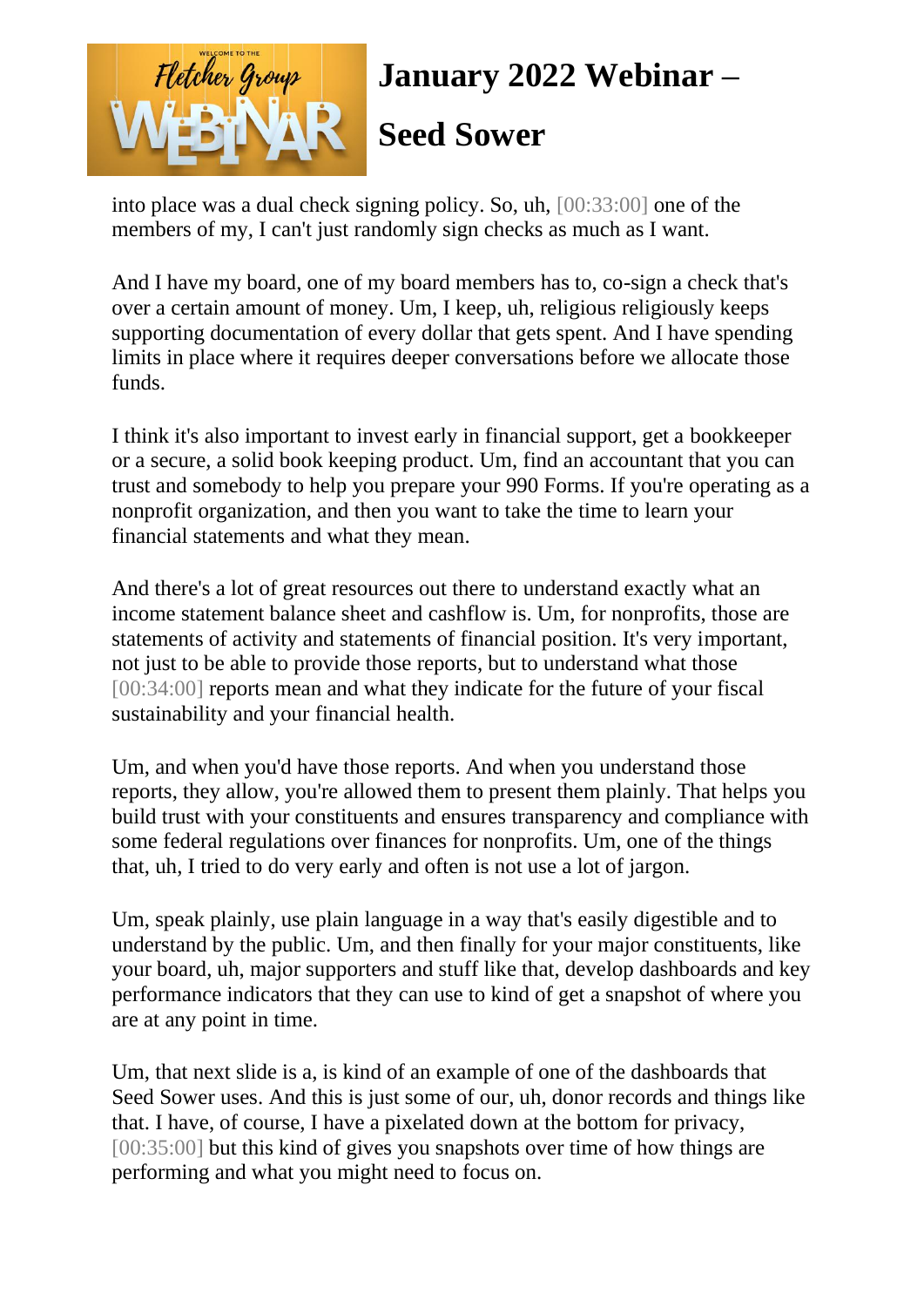into place was a dual check signing policy. So, uh, [00:33:00] one of the members of my, I can't just randomly sign checks as much as I want.

And I have my board, one of my board members has to, co-sign a check that's over a certain amount of money. Um, I keep, uh, religious religiously keeps supporting documentation of every dollar that gets spent. And I have spending limits in place where it requires deeper conversations before we allocate those funds.

I think it's also important to invest early in financial support, get a bookkeeper or a secure, a solid book keeping product. Um, find an accountant that you can trust and somebody to help you prepare your 990 Forms. If you're operating as a nonprofit organization, and then you want to take the time to learn your financial statements and what they mean.

And there's a lot of great resources out there to understand exactly what an income statement balance sheet and cashflow is. Um, for nonprofits, those are statements of activity and statements of financial position. It's very important, not just to be able to provide those reports, but to understand what those [00:34:00] reports mean and what they indicate for the future of your fiscal sustainability and your financial health.

Um, and when you'd have those reports. And when you understand those reports, they allow, you're allowed them to present them plainly. That helps you build trust with your constituents and ensures transparency and compliance with some federal regulations over finances for nonprofits. Um, one of the things that, uh, I tried to do very early and often is not use a lot of jargon.

Um, speak plainly, use plain language in a way that's easily digestible and to understand by the public. Um, and then finally for your major constituents, like your board, uh, major supporters and stuff like that, develop dashboards and key performance indicators that they can use to kind of get a snapshot of where you are at any point in time.

Um, that next slide is a, is kind of an example of one of the dashboards that Seed Sower uses. And this is just some of our, uh, donor records and things like that. I have, of course, I have a pixelated down at the bottom for privacy, [00:35:00] but this kind of gives you snapshots over time of how things are performing and what you might need to focus on.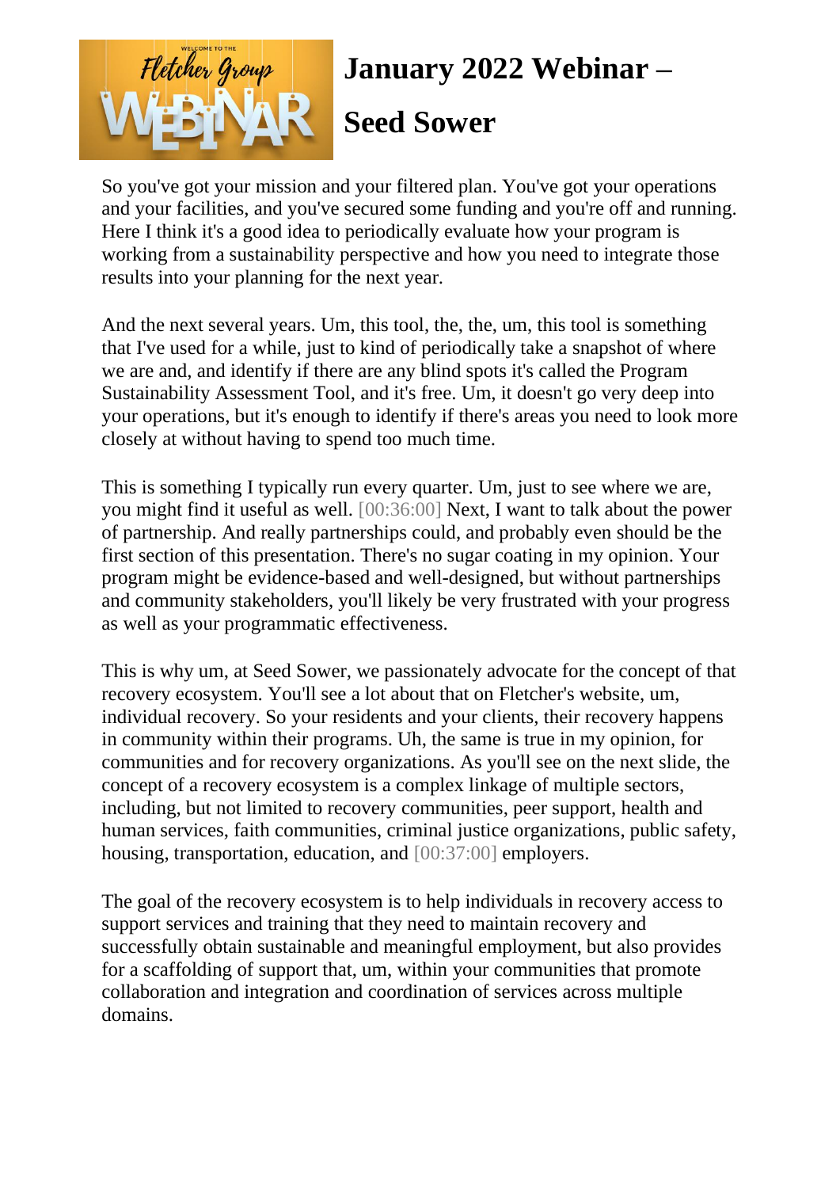# January 2022 Webinar – Seed Sower

So you've got your mission and your filtered plan. You've got your operations and your facilities, and you've secured some funding and you're off and running. Here I think it's a good idea to periodically evaluate how your program is working from a sustainability perspective and how you need to integrate those results into your planning for the next year.

And the next several years. Um, this tool, the, the, um, this tool is something that I've used for a while, just to kind of periodically take a snapshot of where we are and, and identify if there are any blind spots it's called the Program Sustainability Assessment Tool, and it's free. Um, it doesn't go very deep into your operations, but it's enough to identify if there's areas you need to look more closely at without having to spend too much time.

This is something I typically run every quarter. Um, just to see where we are, you might find it useful as well. [00:36:00] Next, I want to talk about the power of partnership. And really partnerships could, and probably even should be the first section of this presentation. There's no sugar coating in my opinion. Your program might be evidence-based and well-designed, but without partnerships and community stakeholders, you'll likely be very frustrated with your progress as well as your programmatic effectiveness.

This is why um, at Seed Sower, we passionately advocate for the concept of that recovery ecosystem. You'll see a lot about that on Fletcher's website, um, individual recovery. So your residents and your clients, their recovery happens in community within their programs. Uh, the same is true in my opinion, for communities and for recovery organizations. As you'll see on the next slide, the concept of a recovery ecosystem is a complex linkage of multiple sectors, including, but not limited to recovery communities, peer support, health and human services, faith communities, criminal justice organizations, public safety, housing, transportation, education, and [00:37:00] employers.

The goal of the recovery ecosystem is to help individuals in recovery access to support services and training that they need to maintain recovery and successfully obtain sustainable and meaningful employment, but also provides for a scaffolding of support that, um, within your communities that promote collaboration and integration and coordination of services across multiple domains.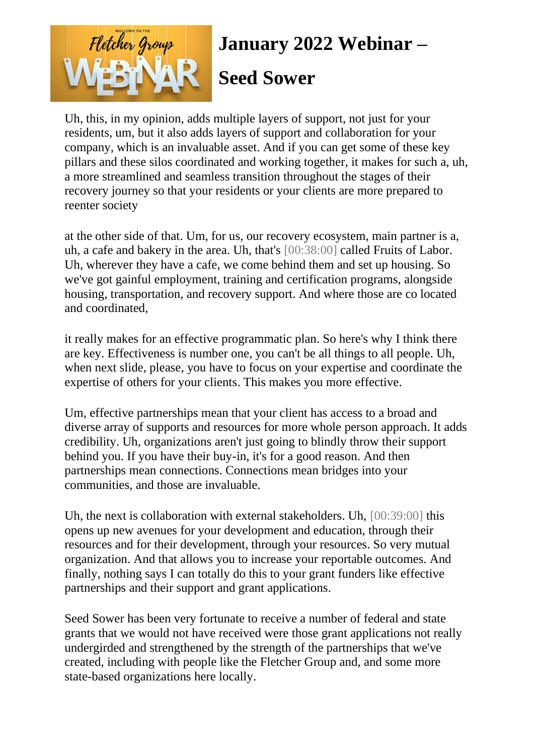# January 2022 Webinar – Seed Sower

Uh, this, in my opinion, adds multiple layers of support, not just for your residents, um, but it also adds layers of support and collaboration for your company, which is an invaluable asset. And if you can get some of these key pillars and these silos coordinated and working together, it makes for such a, uh, a more streamlined and seamless transition throughout the stages of their recovery journey so that your residents or your clients are more prepared to reenter society

at the other side of that. Um, for us, our recovery ecosystem, main partner is a, uh, a cafe and bakery in the area. Uh, that's [00:38:00] called Fruits of Labor. Uh, wherever they have a cafe, we come behind them and set up housing. So we've got gainful employment, training and certification programs, alongside housing, transportation, and recovery support. And where those are co located and coordinated,

it really makes for an effective programmatic plan. So here's why I think there are key. Effectiveness is number one, you can't be all things to all people. Uh, when next slide, please, you have to focus on your expertise and coordinate the expertise of others for your clients. This makes you more effective.

Um, effective partnerships mean that your client has access to a broad and diverse array of supports and resources for more whole person approach. It adds credibility. Uh, organizations aren't just going to blindly throw their support behind you. If you have their buy-in, it's for a good reason. And then partnerships mean connections. Connections mean bridges into your communities, and those are invaluable.

Uh, the next is collaboration with external stakeholders. Uh, [00:39:00] this opens up new avenues for your development and education, through their resources and for their development, through your resources. So very mutual organization. And that allows you to increase your reportable outcomes. And finally, nothing says I can totally do this to your grant funders like effective partnerships and their support and grant applications.

Seed Sower has been very fortunate to receive a number of federal and state grants that we would not have received were those grant applications not really undergirded and strengthened by the strength of the partnerships that we've created, including with people like the Fletcher Group and, and some more state-based organizations here locally.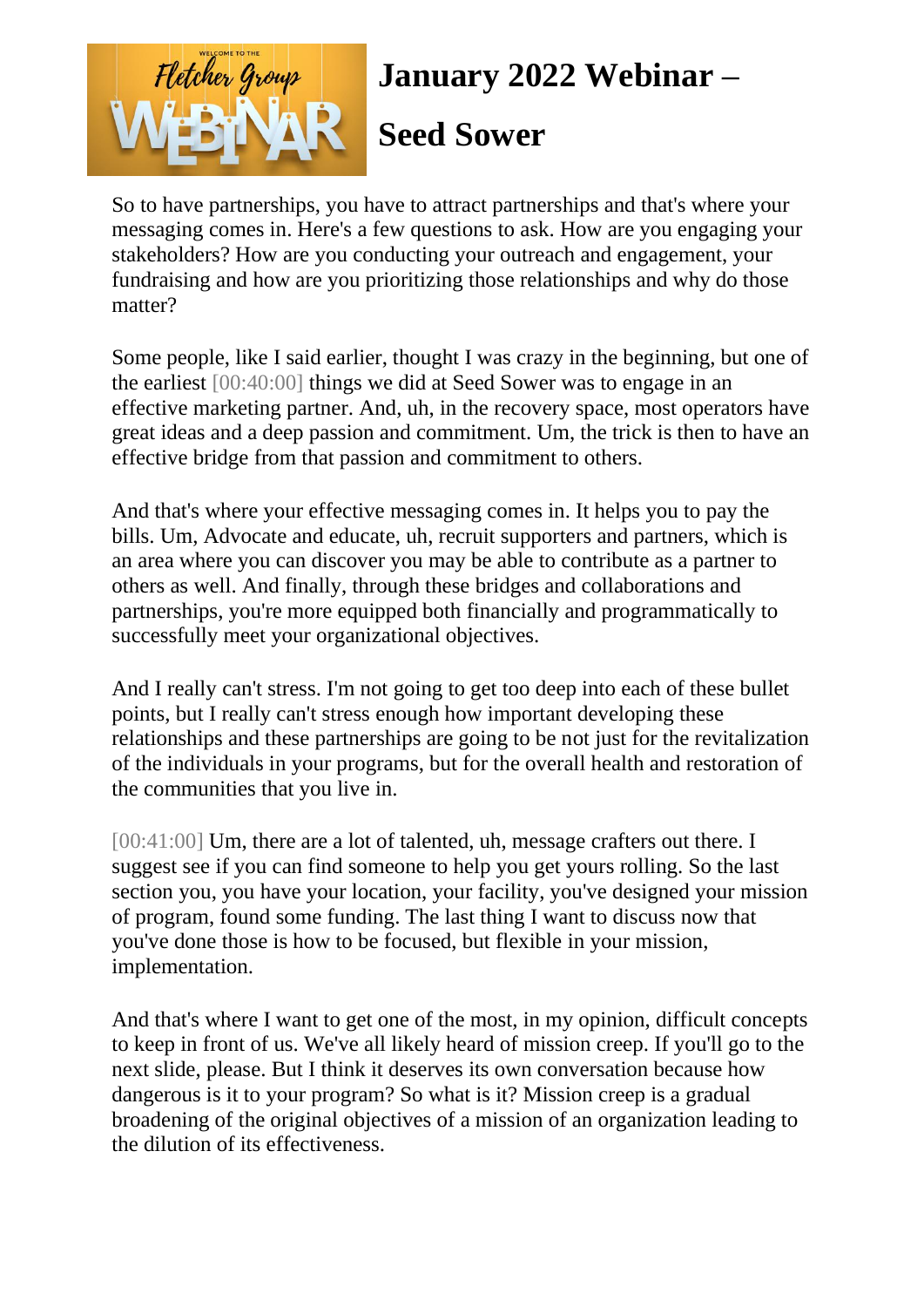# January 2022 Webinar – Seed Sower

So to have partnerships, you have to attract partnerships and that's where your messaging comes in. Here's a few questions to ask. How are you engaging your stakeholders? How are you conducting your outreach and engagement, your fundraising and how are you prioritizing those relationships and why do those matter?

Some people, like I said earlier, thought I was crazy in the beginning, but one of the earliest [00:40:00] things we did at Seed Sower was to engage in an effective marketing partner. And, uh, in the recovery space, most operators have great ideas and a deep passion and commitment. Um, the trick is then to have an effective bridge from that passion and commitment to others.

And that's where your effective messaging comes in. It helps you to pay the bills. Um, Advocate and educate, uh, recruit supporters and partners, which is an area where you can discover you may be able to contribute as a partner to others as well. And finally, through these bridges and collaborations and partnerships, you're more equipped both financially and programmatically to successfully meet your organizational objectives.

And I really can't stress. I'm not going to get too deep into each of these bullet points, but I really can't stress enough how important developing these relationships and these partnerships are going to be not just for the revitalization of the individuals in your programs, but for the overall health and restoration of the communities that you live in.

[00:41:00] Um, there are a lot of talented, uh, message crafters out there. I suggest see if you can find someone to help you get yours rolling. So the last section you, you have your location, your facility, you've designed your mission of program, found some funding. The last thing I want to discuss now that you've done those is how to be focused, but flexible in your mission, implementation.

And that's where I want to get one of the most, in my opinion, difficult concepts to keep in front of us. We've all likely heard of mission creep. If you'll go to the next slide, please. But I think it deserves its own conversation because how dangerous is it to your program? So what is it? Mission creep is a gradual broadening of the original objectives of a mission of an organization leading to the dilution of its effectiveness.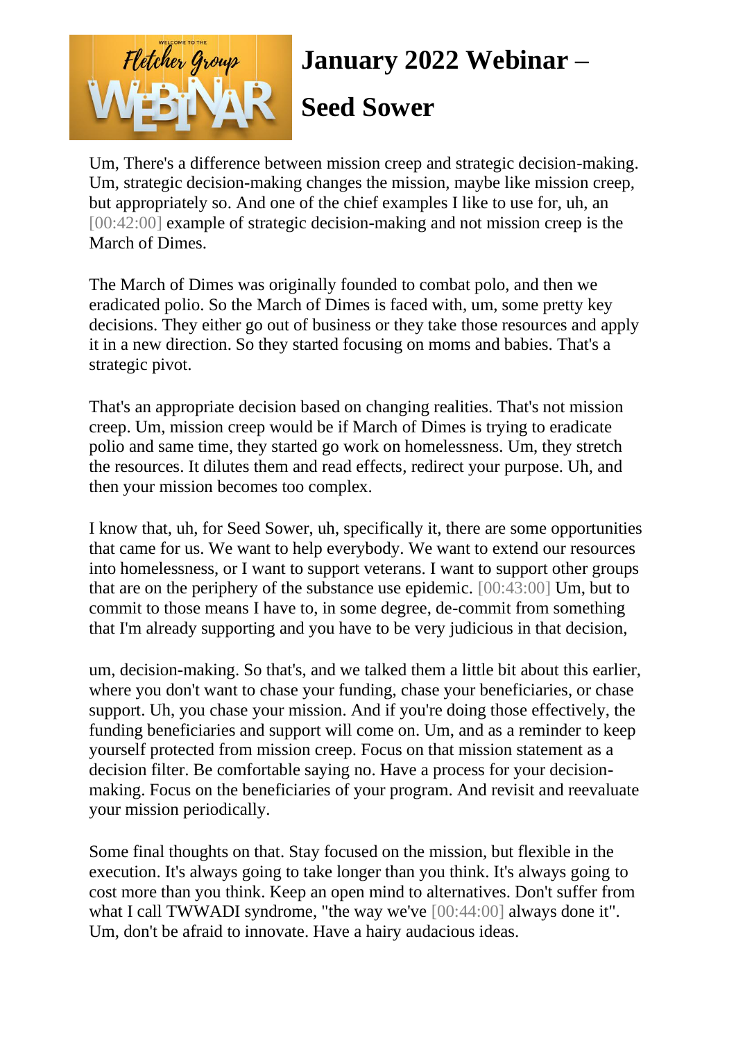# January 2022 Webinar – Seed Sower

Um, There's a difference between mission creep and strategic decision-making. Um, strategic decision-making changes the mission, maybe like mission creep, but appropriately so. And one of the chief examples I like to use for, uh, an [00:42:00] example of strategic decision-making and not mission creep is the March of Dimes.

The March of Dimes was originally founded to combat polo, and then we eradicated polio. So the March of Dimes is faced with, um, some pretty key decisions. They either go out of business or they take those resources and apply it in a new direction. So they started focusing on moms and babies. That's a strategic pivot.

That's an appropriate decision based on changing realities. That's not mission creep. Um, mission creep would be if March of Dimes is trying to eradicate polio and same time, they started go work on homelessness. Um, they stretch the resources. It dilutes them and read effects, redirect your purpose. Uh, and then your mission becomes too complex.

I know that, uh, for Seed Sower, uh, specifically it, there are some opportunities that came for us. We want to help everybody. We want to extend our resources into homelessness, or I want to support veterans. I want to support other groups that are on the periphery of the substance use epidemic. [00:43:00] Um, but to commit to those means I have to, in some degree, de-commit from something that I'm already supporting and you have to be very judicious in that decision,

um, decision-making. So that's, and we talked them a little bit about this earlier, where you don't want to chase your funding, chase your beneficiaries, or chase support. Uh, you chase your mission. And if you're doing those effectively, the funding beneficiaries and support will come on. Um, and as a reminder to keep yourself protected from mission creep. Focus on that mission statement as a decision filter. Be comfortable saying no. Have a process for your decision-making. Focus on the beneficiaries of your program. And revisit and reevaluate your mission periodically.

Some final thoughts on that. Stay focused on the mission, but flexible in the execution. It's always going to take longer than you think. It's always going to cost more than you think. Keep an open mind to alternatives. Don't suffer from what I call TWWADI syndrome, "the way we've [00:44:00] always done it". Um, don't be afraid to innovate. Have a hairy audacious ideas.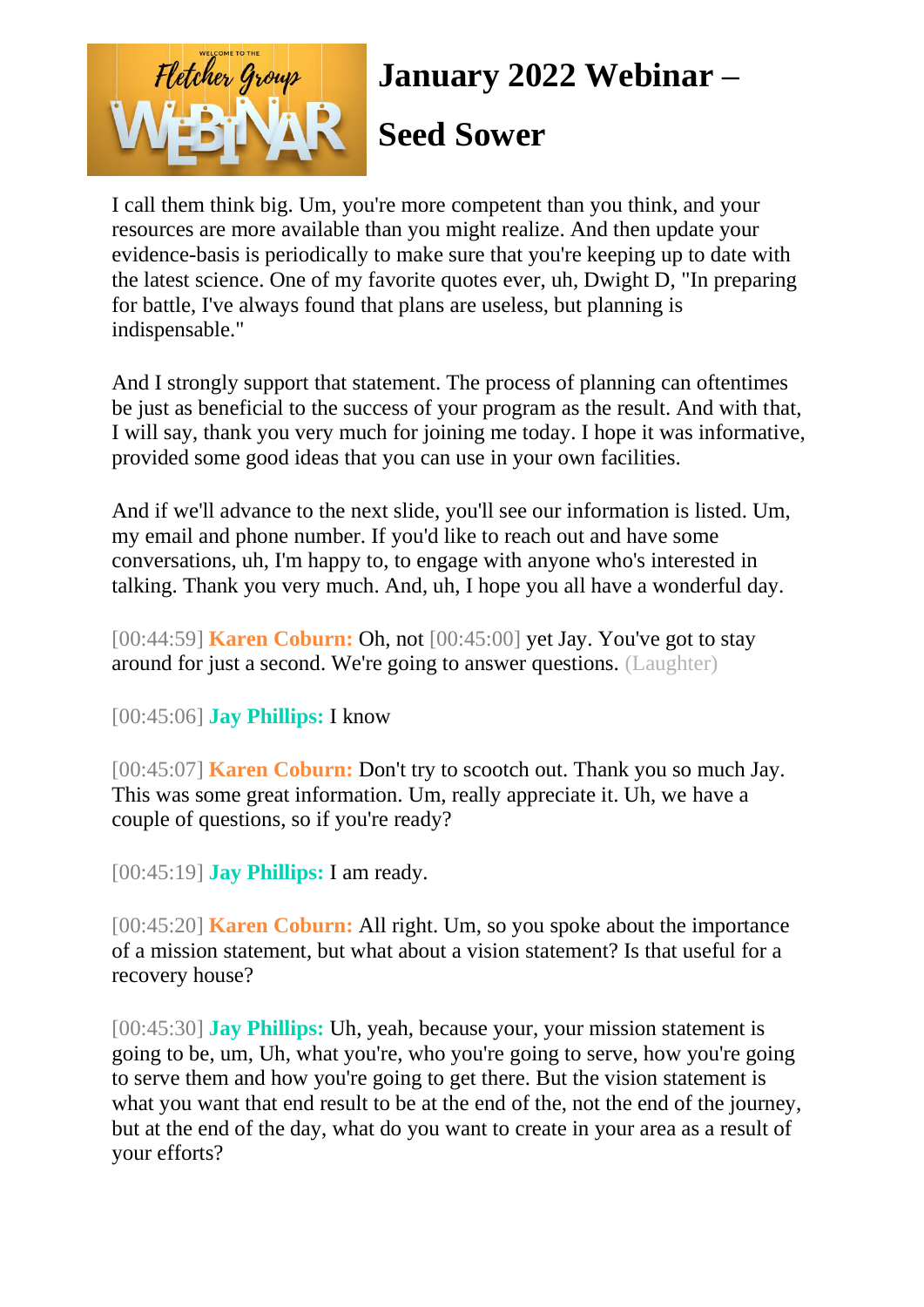# January 2022 Webinar – Seed Sower

I call them think big. Um, you're more competent than you think, and your resources are more available than you might realize. And then update your evidence-basis is periodically to make sure that you're keeping up to date with the latest science. One of my favorite quotes ever, uh, Dwight D, "In preparing for battle, I've always found that plans are useless, but planning is indispensable."

And I strongly support that statement. The process of planning can oftentimes be just as beneficial to the success of your program as the result. And with that, I will say, thank you very much for joining me today. I hope it was informative, provided some good ideas that you can use in your own facilities.

And if we'll advance to the next slide, you'll see our information is listed. Um, my email and phone number. If you'd like to reach out and have some conversations, uh, I'm happy to, to engage with anyone who's interested in talking. Thank you very much. And, uh, I hope you all have a wonderful day.

[00:44:59] **Karen Coburn:** Oh, not [00:45:00] yet Jay. You've got to stay around for just a second. We're going to answer questions. (Laughter)

[00:45:06] **Jay Phillips:** I know

[00:45:07] **Karen Coburn:** Don't try to scootch out. Thank you so much Jay. This was some great information. Um, really appreciate it. Uh, we have a couple of questions, so if you're ready?

[00:45:19] **Jay Phillips:** I am ready.

[00:45:20] **Karen Coburn:** All right. Um, so you spoke about the importance of a mission statement, but what about a vision statement? Is that useful for a recovery house?

[00:45:30] **Jay Phillips:** Uh, yeah, because your, your mission statement is going to be, um, Uh, what you're, who you're going to serve, how you're going to serve them and how you're going to get there. But the vision statement is what you want that end result to be at the end of the, not the end of the journey, but at the end of the day, what do you want to create in your area as a result of your efforts?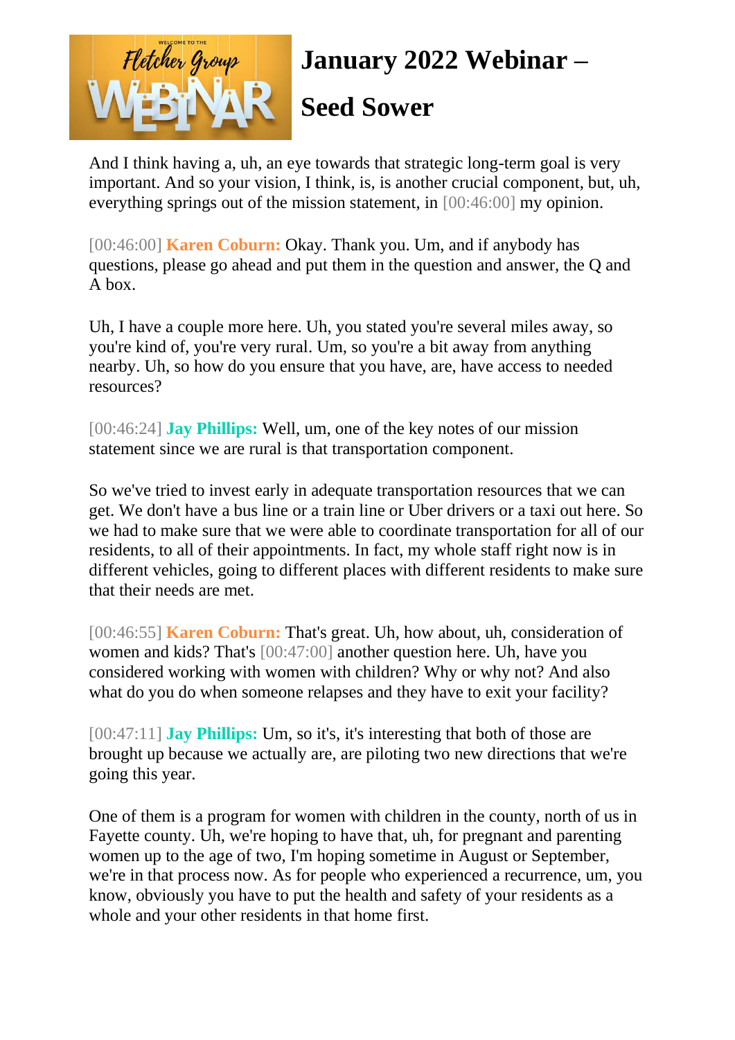And I think having a, uh, an eye towards that strategic long-term goal is very important. And so your vision, I think, is, is another crucial component, but, uh, everything springs out of the mission statement, in [00:46:00] my opinion.

[00:46:00] **Karen Coburn:** Okay. Thank you. Um, and if anybody has questions, please go ahead and put them in the question and answer, the Q and A box.

Uh, I have a couple more here. Uh, you stated you're several miles away, so you're kind of, you're very rural. Um, so you're a bit away from anything nearby. Uh, so how do you ensure that you have, are, have access to needed resources?

[00:46:24] **Jay Phillips:** Well, um, one of the key notes of our mission statement since we are rural is that transportation component.

So we've tried to invest early in adequate transportation resources that we can get. We don't have a bus line or a train line or Uber drivers or a taxi out here. So we had to make sure that we were able to coordinate transportation for all of our residents, to all of their appointments. In fact, my whole staff right now is in different vehicles, going to different places with different residents to make sure that their needs are met.

[00:46:55] **Karen Coburn:** That's great. Uh, how about, uh, consideration of women and kids? That's [00:47:00] another question here. Uh, have you considered working with women with children? Why or why not? And also what do you do when someone relapses and they have to exit your facility?

[00:47:11] **Jay Phillips:** Um, so it's, it's interesting that both of those are brought up because we actually are, are piloting two new directions that we're going this year.

One of them is a program for women with children in the county, north of us in Fayette county. Uh, we're hoping to have that, uh, for pregnant and parenting women up to the age of two, I'm hoping sometime in August or September, we're in that process now. As for people who experienced a recurrence, um, you know, obviously you have to put the health and safety of your residents as a whole and your other residents in that home first.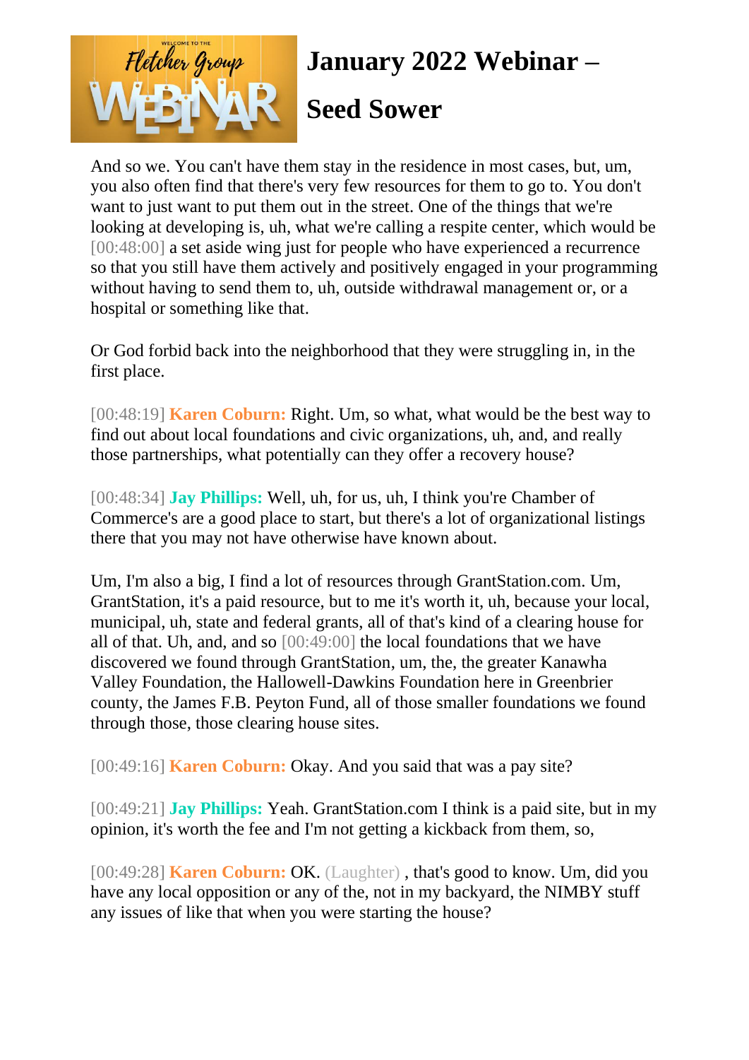# January 2022 Webinar – Seed Sower

And so we. You can't have them stay in the residence in most cases, but, um, you also often find that there's very few resources for them to go to. You don't want to just want to put them out in the street. One of the things that we're looking at developing is, uh, what we're calling a respite center, which would be [00:48:00] a set aside wing just for people who have experienced a recurrence so that you still have them actively and positively engaged in your programming without having to send them to, uh, outside withdrawal management or, or a hospital or something like that.

Or God forbid back into the neighborhood that they were struggling in, in the first place.

[00:48:19] **Karen Coburn:** Right. Um, so what, what would be the best way to find out about local foundations and civic organizations, uh, and, and really those partnerships, what potentially can they offer a recovery house?

[00:48:34] **Jay Phillips:** Well, uh, for us, uh, I think you're Chamber of Commerce's are a good place to start, but there's a lot of organizational listings there that you may not have otherwise have known about.

Um, I'm also a big, I find a lot of resources through GrantStation.com. Um, GrantStation, it's a paid resource, but to me it's worth it, uh, because your local, municipal, uh, state and federal grants, all of that's kind of a clearing house for all of that. Uh, and, and so [00:49:00] the local foundations that we have discovered we found through GrantStation, um, the, the greater Kanawha Valley Foundation, the Hallowell-Dawkins Foundation here in Greenbrier county, the James F.B. Peyton Fund, all of those smaller foundations we found through those, those clearing house sites.

[00:49:16] **Karen Coburn:** Okay. And you said that was a pay site?

[00:49:21] **Jay Phillips:** Yeah. GrantStation.com I think is a paid site, but in my opinion, it's worth the fee and I'm not getting a kickback from them, so,

[00:49:28] **Karen Coburn:** OK. (Laughter) , that's good to know. Um, did you have any local opposition or any of the, not in my backyard, the NIMBY stuff any issues of like that when you were starting the house?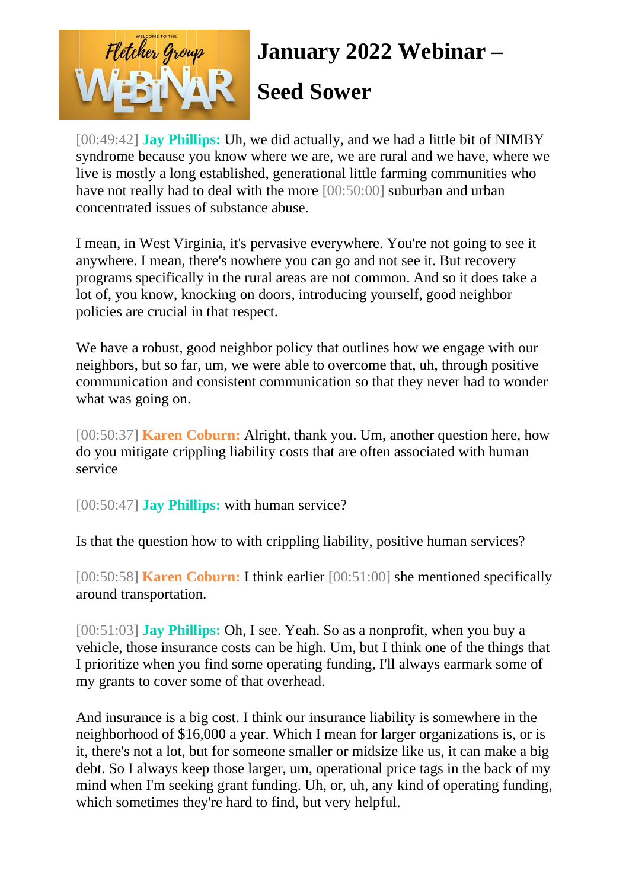# January 2022 Webinar – Seed Sower

[00:49:42] **Jay Phillips:** Uh, we did actually, and we had a little bit of NIMBY syndrome because you know where we are, we are rural and we have, where we live is mostly a long established, generational little farming communities who have not really had to deal with the more [00:50:00] suburban and urban concentrated issues of substance abuse.

I mean, in West Virginia, it's pervasive everywhere. You're not going to see it anywhere. I mean, there's nowhere you can go and not see it. But recovery programs specifically in the rural areas are not common. And so it does take a lot of, you know, knocking on doors, introducing yourself, good neighbor policies are crucial in that respect.

We have a robust, good neighbor policy that outlines how we engage with our neighbors, but so far, um, we were able to overcome that, uh, through positive communication and consistent communication so that they never had to wonder what was going on.

[00:50:37] **Karen Coburn:** Alright, thank you. Um, another question here, how do you mitigate crippling liability costs that are often associated with human service

[00:50:47] **Jay Phillips:** with human service?

Is that the question how to with crippling liability, positive human services?

[00:50:58] **Karen Coburn:** I think earlier [00:51:00] she mentioned specifically around transportation.

[00:51:03] **Jay Phillips:** Oh, I see. Yeah. So as a nonprofit, when you buy a vehicle, those insurance costs can be high. Um, but I think one of the things that I prioritize when you find some operating funding, I'll always earmark some of my grants to cover some of that overhead.

And insurance is a big cost. I think our insurance liability is somewhere in the neighborhood of $16,000 a year. Which I mean for larger organizations is, or is it, there's not a lot, but for someone smaller or midsize like us, it can make a big debt. So I always keep those larger, um, operational price tags in the back of my mind when I'm seeking grant funding. Uh, or, uh, any kind of operating funding, which sometimes they're hard to find, but very helpful.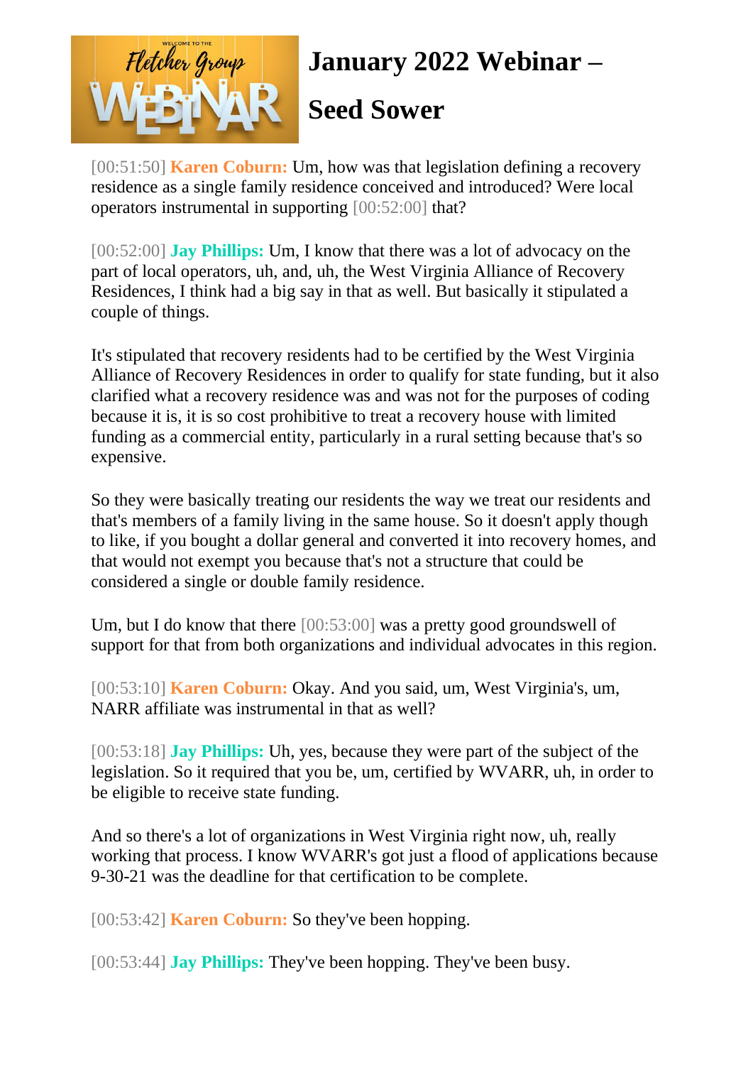# January 2022 Webinar – Seed Sower

[00:51:50] **Karen Coburn:** Um, how was that legislation defining a recovery residence as a single family residence conceived and introduced? Were local operators instrumental in supporting [00:52:00] that?

[00:52:00] **Jay Phillips:** Um, I know that there was a lot of advocacy on the part of local operators, uh, and, uh, the West Virginia Alliance of Recovery Residences, I think had a big say in that as well. But basically it stipulated a couple of things.

It's stipulated that recovery residents had to be certified by the West Virginia Alliance of Recovery Residences in order to qualify for state funding, but it also clarified what a recovery residence was and was not for the purposes of coding because it is, it is so cost prohibitive to treat a recovery house with limited funding as a commercial entity, particularly in a rural setting because that's so expensive.

So they were basically treating our residents the way we treat our residents and that's members of a family living in the same house. So it doesn't apply though to like, if you bought a dollar general and converted it into recovery homes, and that would not exempt you because that's not a structure that could be considered a single or double family residence.

Um, but I do know that there [00:53:00] was a pretty good groundswell of support for that from both organizations and individual advocates in this region.

[00:53:10] **Karen Coburn:** Okay. And you said, um, West Virginia's, um, NARR affiliate was instrumental in that as well?

[00:53:18] **Jay Phillips:** Uh, yes, because they were part of the subject of the legislation. So it required that you be, um, certified by WVARR, uh, in order to be eligible to receive state funding.

And so there's a lot of organizations in West Virginia right now, uh, really working that process. I know WVARR's got just a flood of applications because 9-30-21 was the deadline for that certification to be complete.

[00:53:42] **Karen Coburn:** So they've been hopping.

[00:53:44] **Jay Phillips:** They've been hopping. They've been busy.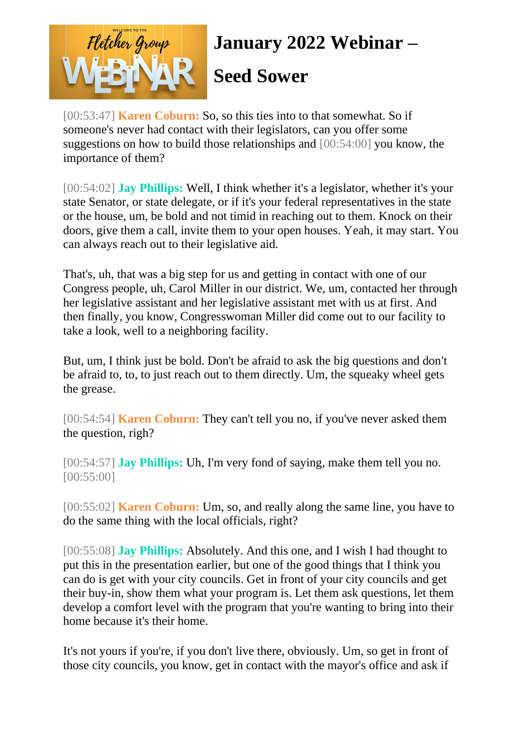# January 2022 Webinar – Seed Sower

[00:53:47] **Karen Coburn:** So, so this ties into to that somewhat. So if someone's never had contact with their legislators, can you offer some suggestions on how to build those relationships and [00:54:00] you know, the importance of them?

[00:54:02] **Jay Phillips:** Well, I think whether it's a legislator, whether it's your state Senator, or state delegate, or if it's your federal representatives in the state or the house, um, be bold and not timid in reaching out to them. Knock on their doors, give them a call, invite them to your open houses. Yeah, it may start. You can always reach out to their legislative aid.

That's, uh, that was a big step for us and getting in contact with one of our Congress people, uh, Carol Miller in our district. We, um, contacted her through her legislative assistant and her legislative assistant met with us at first. And then finally, you know, Congresswoman Miller did come out to our facility to take a look, well to a neighboring facility.

But, um, I think just be bold. Don't be afraid to ask the big questions and don't be afraid to, to, to just reach out to them directly. Um, the squeaky wheel gets the grease.

[00:54:54] **Karen Coburn:** They can't tell you no, if you've never asked them the question, righ?

[00:54:57] **Jay Phillips:** Uh, I'm very fond of saying, make them tell you no. [00:55:00]

[00:55:02] **Karen Coburn:** Um, so, and really along the same line, you have to do the same thing with the local officials, right?

[00:55:08] **Jay Phillips:** Absolutely. And this one, and I wish I had thought to put this in the presentation earlier, but one of the good things that I think you can do is get with your city councils. Get in front of your city councils and get their buy-in, show them what your program is. Let them ask questions, let them develop a comfort level with the program that you're wanting to bring into their home because it's their home.

It's not yours if you're, if you don't live there, obviously. Um, so get in front of those city councils, you know, get in contact with the mayor's office and ask if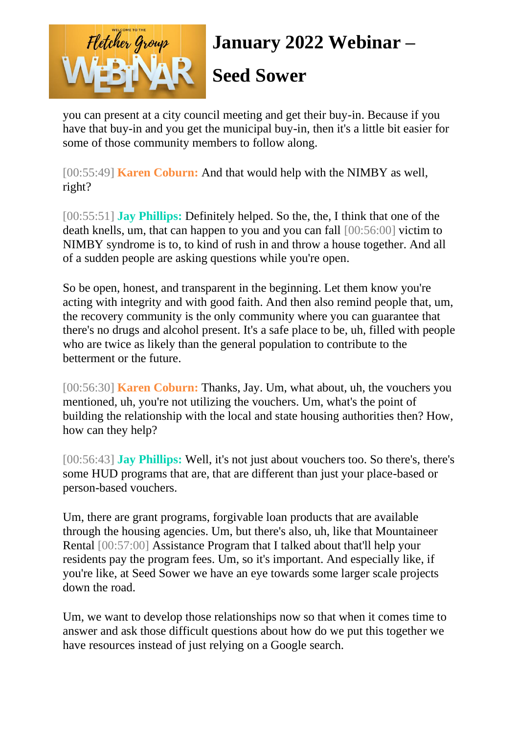you can present at a city council meeting and get their buy-in. Because if you have that buy-in and you get the municipal buy-in, then it's a little bit easier for some of those community members to follow along.

[00:55:49] **Karen Coburn:** And that would help with the NIMBY as well, right?

[00:55:51] **Jay Phillips:** Definitely helped. So the, the, I think that one of the death knells, um, that can happen to you and you can fall [00:56:00] victim to NIMBY syndrome is to, to kind of rush in and throw a house together. And all of a sudden people are asking questions while you're open.

So be open, honest, and transparent in the beginning. Let them know you're acting with integrity and with good faith. And then also remind people that, um, the recovery community is the only community where you can guarantee that there's no drugs and alcohol present. It's a safe place to be, uh, filled with people who are twice as likely than the general population to contribute to the betterment or the future.

[00:56:30] **Karen Coburn:** Thanks, Jay. Um, what about, uh, the vouchers you mentioned, uh, you're not utilizing the vouchers. Um, what's the point of building the relationship with the local and state housing authorities then? How, how can they help?

[00:56:43] **Jay Phillips:** Well, it's not just about vouchers too. So there's, there's some HUD programs that are, that are different than just your place-based or person-based vouchers.

Um, there are grant programs, forgivable loan products that are available through the housing agencies. Um, but there's also, uh, like that Mountaineer Rental [00:57:00] Assistance Program that I talked about that'll help your residents pay the program fees. Um, so it's important. And especially like, if you're like, at Seed Sower we have an eye towards some larger scale projects down the road.

Um, we want to develop those relationships now so that when it comes time to answer and ask those difficult questions about how do we put this together we have resources instead of just relying on a Google search.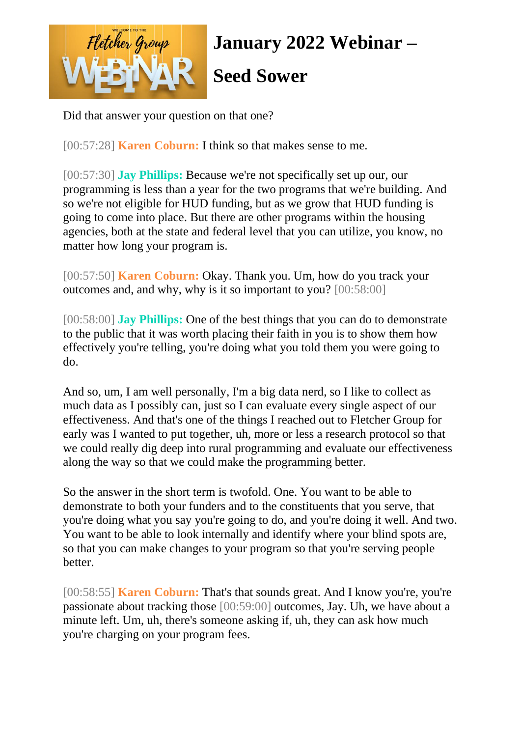Did that answer your question on that one?

[00:57:28] **Karen Coburn:** I think so that makes sense to me.

[00:57:30] **Jay Phillips:** Because we're not specifically set up our, our programming is less than a year for the two programs that we're building. And so we're not eligible for HUD funding, but as we grow that HUD funding is going to come into place. But there are other programs within the housing agencies, both at the state and federal level that you can utilize, you know, no matter how long your program is.

[00:57:50] **Karen Coburn:** Okay. Thank you. Um, how do you track your outcomes and, and why, why is it so important to you? [00:58:00]

[00:58:00] **Jay Phillips:** One of the best things that you can do to demonstrate to the public that it was worth placing their faith in you is to show them how effectively you're telling, you're doing what you told them you were going to do.

And so, um, I am well personally, I'm a big data nerd, so I like to collect as much data as I possibly can, just so I can evaluate every single aspect of our effectiveness. And that's one of the things I reached out to Fletcher Group for early was I wanted to put together, uh, more or less a research protocol so that we could really dig deep into rural programming and evaluate our effectiveness along the way so that we could make the programming better.

So the answer in the short term is twofold. One. You want to be able to demonstrate to both your funders and to the constituents that you serve, that you're doing what you say you're going to do, and you're doing it well. And two. You want to be able to look internally and identify where your blind spots are, so that you can make changes to your program so that you're serving people better.

[00:58:55] **Karen Coburn:** That's that sounds great. And I know you're, you're passionate about tracking those [00:59:00] outcomes, Jay. Uh, we have about a minute left. Um, uh, there's someone asking if, uh, they can ask how much you're charging on your program fees.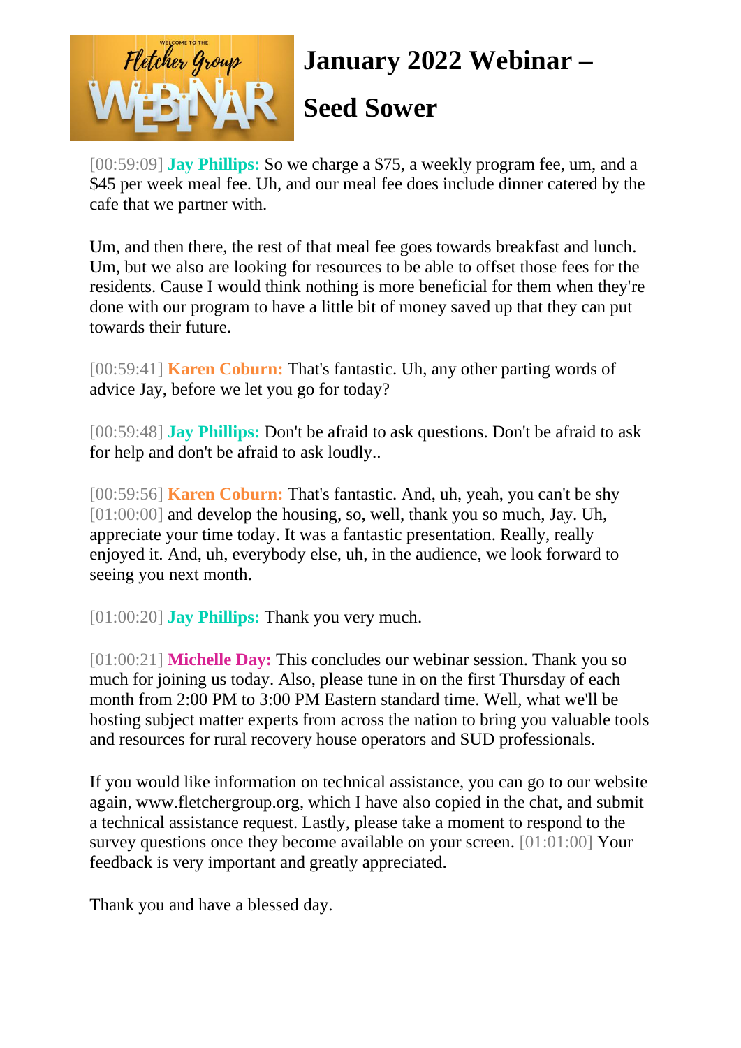# January 2022 Webinar – Seed Sower

[00:59:09] **Jay Phillips:** So we charge a $75, a weekly program fee, um, and a $45 per week meal fee. Uh, and our meal fee does include dinner catered by the cafe that we partner with.

Um, and then there, the rest of that meal fee goes towards breakfast and lunch. Um, but we also are looking for resources to be able to offset those fees for the residents. Cause I would think nothing is more beneficial for them when they're done with our program to have a little bit of money saved up that they can put towards their future.

[00:59:41] **Karen Coburn:** That's fantastic. Uh, any other parting words of advice Jay, before we let you go for today?

[00:59:48] **Jay Phillips:** Don't be afraid to ask questions. Don't be afraid to ask for help and don't be afraid to ask loudly..

[00:59:56] **Karen Coburn:** That's fantastic. And, uh, yeah, you can't be shy [01:00:00] and develop the housing, so, well, thank you so much, Jay. Uh, appreciate your time today. It was a fantastic presentation. Really, really enjoyed it. And, uh, everybody else, uh, in the audience, we look forward to seeing you next month.

[01:00:20] **Jay Phillips:** Thank you very much.

[01:00:21] **Michelle Day:** This concludes our webinar session. Thank you so much for joining us today. Also, please tune in on the first Thursday of each month from 2:00 PM to 3:00 PM Eastern standard time. Well, what we'll be hosting subject matter experts from across the nation to bring you valuable tools and resources for rural recovery house operators and SUD professionals.

If you would like information on technical assistance, you can go to our website again, www.fletchergroup.org, which I have also copied in the chat, and submit a technical assistance request. Lastly, please take a moment to respond to the survey questions once they become available on your screen. [01:01:00] Your feedback is very important and greatly appreciated.

Thank you and have a blessed day.